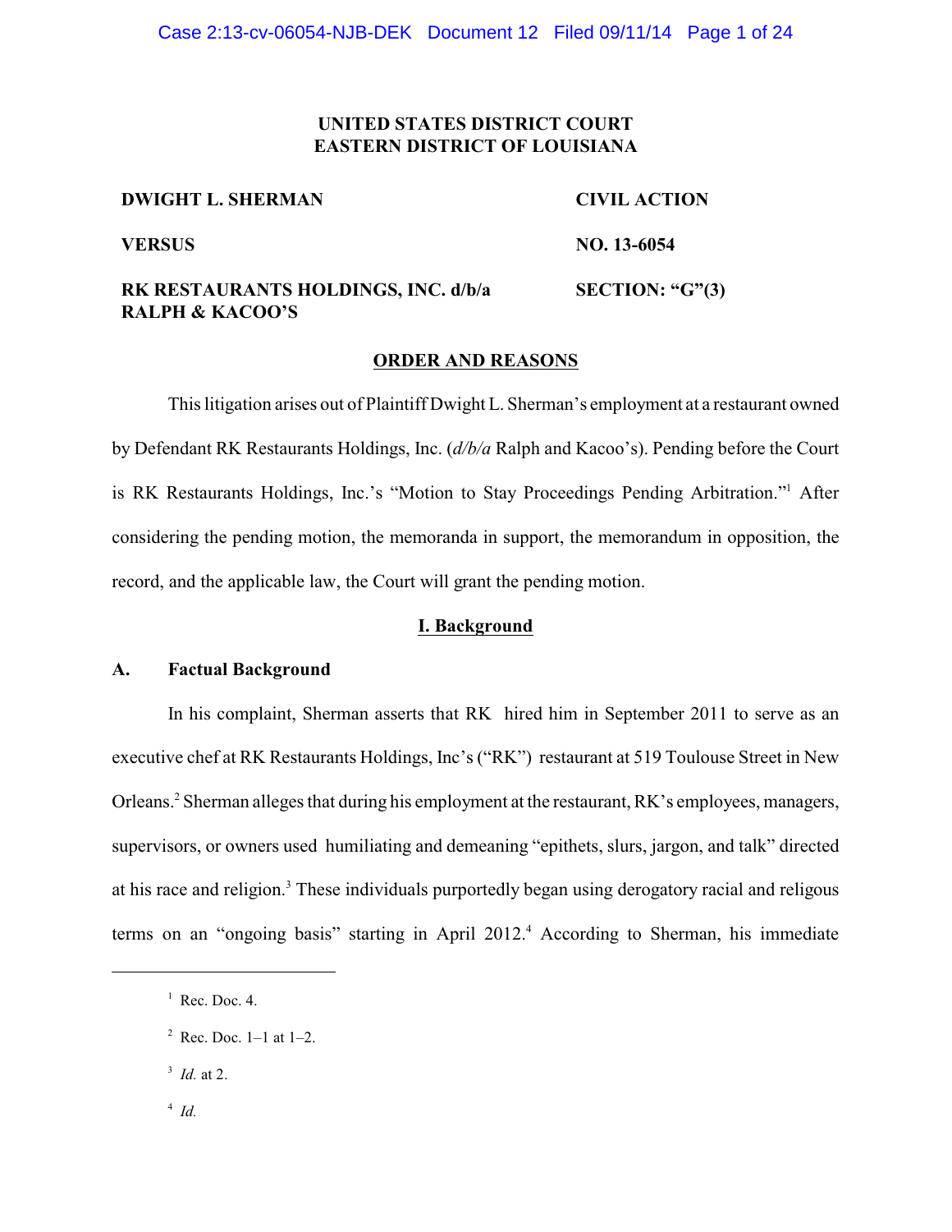**UNITED STATES DISTRICT COURT**
**EASTERN DISTRICT OF LOUISIANA**

| | |
|---|---|
| **DWIGHT L. SHERMAN** | **CIVIL ACTION** |
| **VERSUS** | **NO. 13-6054** |
| **RK RESTAURANTS HOLDINGS, INC. d/b/a RALPH & KACOO'S** | **SECTION: "G"(3)** |

**ORDER AND REASONS**

This litigation arises out of Plaintiff Dwight L. Sherman's employment at a restaurant owned by Defendant RK Restaurants Holdings, Inc. (*d/b/a* Ralph and Kacoo's). Pending before the Court is RK Restaurants Holdings, Inc.'s "Motion to Stay Proceedings Pending Arbitration."[1] After considering the pending motion, the memoranda in support, the memorandum in opposition, the record, and the applicable law, the Court will grant the pending motion.

## I. Background

### A. Factual Background

In his complaint, Sherman asserts that RK hired him in September 2011 to serve as an executive chef at RK Restaurants Holdings, Inc's ("RK") restaurant at 519 Toulouse Street in New Orleans.[2] Sherman alleges that during his employment at the restaurant, RK's employees, managers, supervisors, or owners used humiliating and demeaning "epithets, slurs, jargon, and talk" directed at his race and religion.[3] These individuals purportedly began using derogatory racial and religous terms on an "ongoing basis" starting in April 2012.[4] According to Sherman, his immediate

---

[1] Rec. Doc. 4.

[2] Rec. Doc. 1–1 at 1–2.

[3] *Id.* at 2.

[4] *Id.*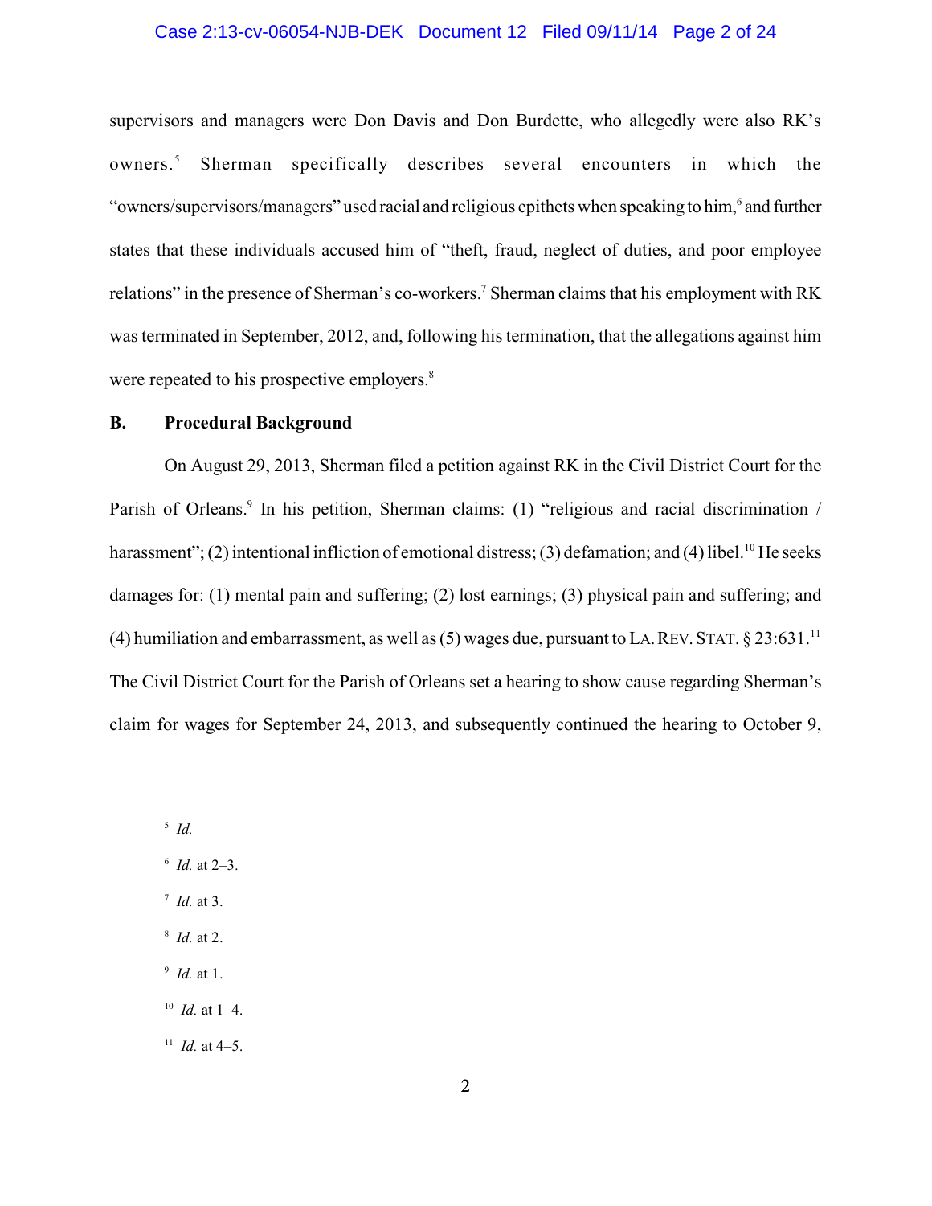supervisors and managers were Don Davis and Don Burdette, who allegedly were also RK's owners.[5] Sherman specifically describes several encounters in which the "owners/supervisors/managers" used racial and religious epithets when speaking to him,[6] and further states that these individuals accused him of "theft, fraud, neglect of duties, and poor employee relations" in the presence of Sherman's co-workers.[7] Sherman claims that his employment with RK was terminated in September, 2012, and, following his termination, that the allegations against him were repeated to his prospective employers.[8]

## B. Procedural Background

On August 29, 2013, Sherman filed a petition against RK in the Civil District Court for the Parish of Orleans.[9] In his petition, Sherman claims: (1) "religious and racial discrimination / harassment"; (2) intentional infliction of emotional distress; (3) defamation; and (4) libel.[10] He seeks damages for: (1) mental pain and suffering; (2) lost earnings; (3) physical pain and suffering; and (4) humiliation and embarrassment, as well as (5) wages due, pursuant to LA. REV. STAT. § 23:631.[11] The Civil District Court for the Parish of Orleans set a hearing to show cause regarding Sherman's claim for wages for September 24, 2013, and subsequently continued the hearing to October 9,

---

[5] *Id.*

[6] *Id.* at 2–3.

[7] *Id.* at 3.

[8] *Id.* at 2.

[9] *Id.* at 1.

[10] *Id.* at 1–4.

[11] *Id.* at 4–5.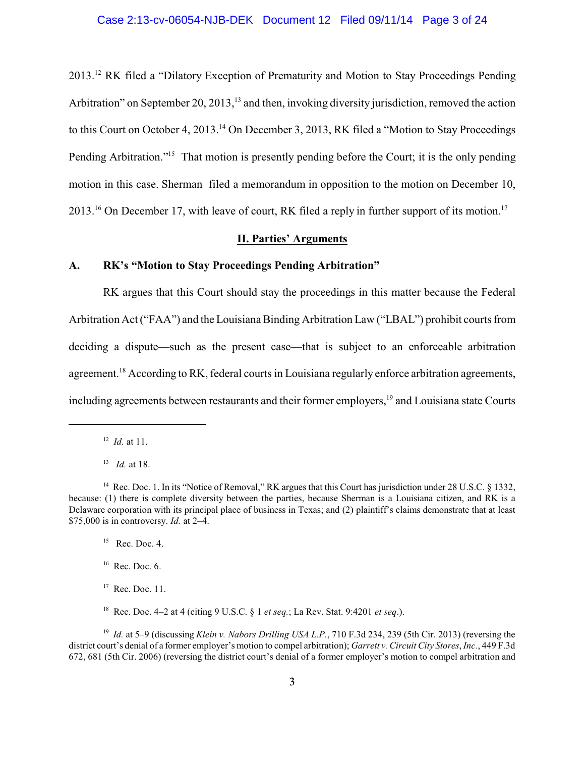2013.[12] RK filed a "Dilatory Exception of Prematurity and Motion to Stay Proceedings Pending Arbitration" on September 20, 2013,[13] and then, invoking diversity jurisdiction, removed the action to this Court on October 4, 2013.[14] On December 3, 2013, RK filed a "Motion to Stay Proceedings Pending Arbitration."[15] That motion is presently pending before the Court; it is the only pending motion in this case. Sherman filed a memorandum in opposition to the motion on December 10, 2013.[16] On December 17, with leave of court, RK filed a reply in further support of its motion.[17]

## II. Parties' Arguments

### A. RK's "Motion to Stay Proceedings Pending Arbitration"

RK argues that this Court should stay the proceedings in this matter because the Federal Arbitration Act ("FAA") and the Louisiana Binding Arbitration Law ("LBAL") prohibit courts from deciding a dispute—such as the present case—that is subject to an enforceable arbitration agreement.[18] According to RK, federal courts in Louisiana regularly enforce arbitration agreements, including agreements between restaurants and their former employers,[19] and Louisiana state Courts

---

[12] *Id.* at 11.

[13] *Id.* at 18.

[14] Rec. Doc. 1. In its "Notice of Removal," RK argues that this Court has jurisdiction under 28 U.S.C. § 1332, because: (1) there is complete diversity between the parties, because Sherman is a Louisiana citizen, and RK is a Delaware corporation with its principal place of business in Texas; and (2) plaintiff's claims demonstrate that at least $75,000 is in controversy. *Id.* at 2–4.

[15] Rec. Doc. 4.

[16] Rec. Doc. 6.

[17] Rec. Doc. 11.

[18] Rec. Doc. 4–2 at 4 (citing 9 U.S.C. § 1 *et seq.*; La Rev. Stat. 9:4201 *et seq*.).

[19] *Id.* at 5–9 (discussing *Klein v. Nabors Drilling USA L.P.*, 710 F.3d 234, 239 (5th Cir. 2013) (reversing the district court's denial of a former employer's motion to compel arbitration); *Garrett v. Circuit City Stores*, *Inc.*, 449 F.3d 672, 681 (5th Cir. 2006) (reversing the district court's denial of a former employer's motion to compel arbitration and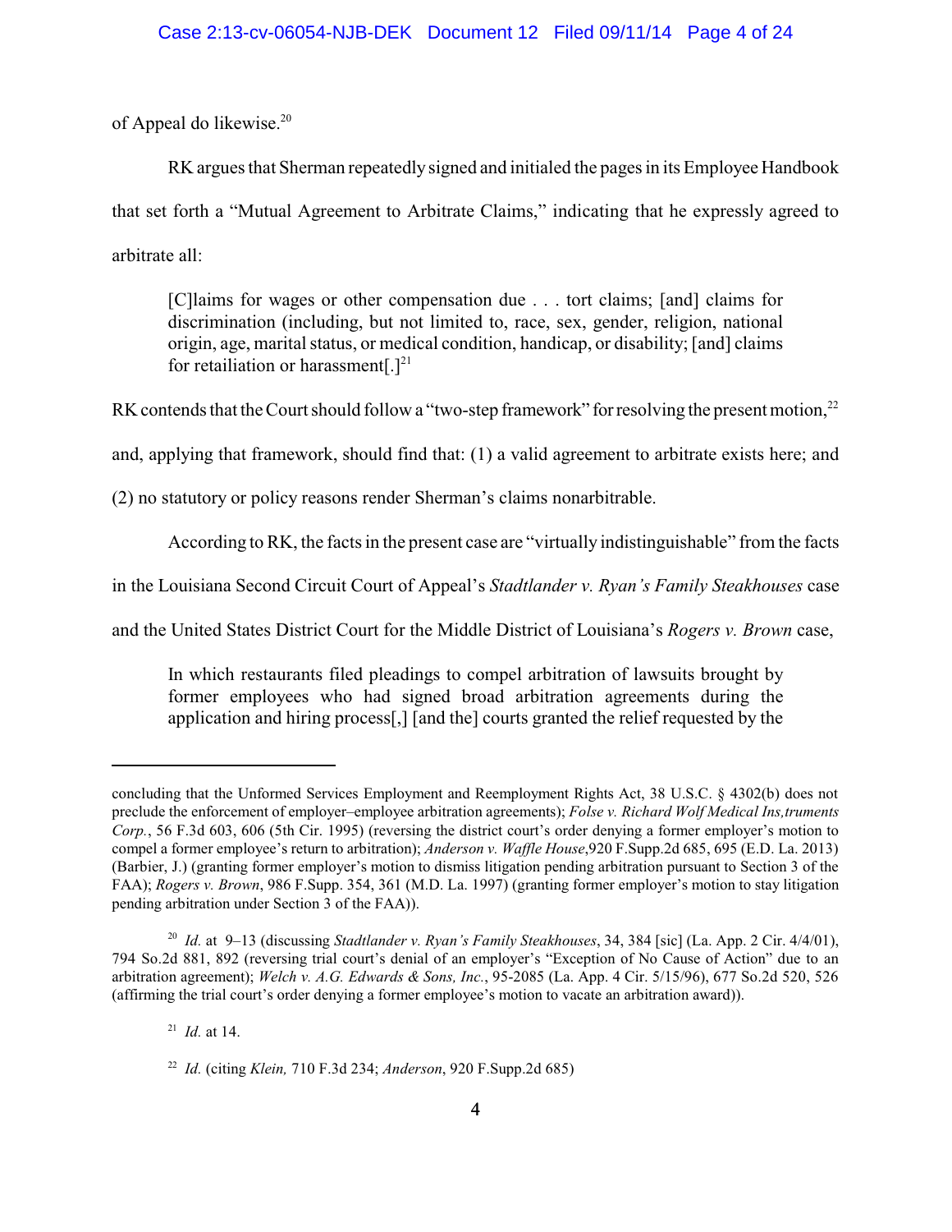of Appeal do likewise.[20]

RK argues that Sherman repeatedly signed and initialed the pages in its Employee Handbook that set forth a "Mutual Agreement to Arbitrate Claims," indicating that he expressly agreed to arbitrate all:

> [C]laims for wages or other compensation due . . . tort claims; [and] claims for discrimination (including, but not limited to, race, sex, gender, religion, national origin, age, marital status, or medical condition, handicap, or disability; [and] claims for retailiation or harassment[.][21]

RK contends that the Court should follow a "two-step framework" for resolving the present motion,[22] and, applying that framework, should find that: (1) a valid agreement to arbitrate exists here; and (2) no statutory or policy reasons render Sherman's claims nonarbitrable.

According to RK, the facts in the present case are "virtually indistinguishable" from the facts in the Louisiana Second Circuit Court of Appeal's *Stadtlander v. Ryan's Family Steakhouses* case and the United States District Court for the Middle District of Louisiana's *Rogers v. Brown* case,

> In which restaurants filed pleadings to compel arbitration of lawsuits brought by former employees who had signed broad arbitration agreements during the application and hiring process[,] [and the] courts granted the relief requested by the

---

concluding that the Unformed Services Employment and Reemployment Rights Act, 38 U.S.C. § 4302(b) does not preclude the enforcement of employer–employee arbitration agreements); *Folse v. Richard Wolf Medical Ins,truments Corp.*, 56 F.3d 603, 606 (5th Cir. 1995) (reversing the district court's order denying a former employer's motion to compel a former employee's return to arbitration); *Anderson v. Waffle House*,920 F.Supp.2d 685, 695 (E.D. La. 2013) (Barbier, J.) (granting former employer's motion to dismiss litigation pending arbitration pursuant to Section 3 of the FAA); *Rogers v. Brown*, 986 F.Supp. 354, 361 (M.D. La. 1997) (granting former employer's motion to stay litigation pending arbitration under Section 3 of the FAA)).

[20] *Id.* at 9–13 (discussing *Stadtlander v. Ryan's Family Steakhouses*, 34, 384 [sic] (La. App. 2 Cir. 4/4/01), 794 So.2d 881, 892 (reversing trial court's denial of an employer's "Exception of No Cause of Action" due to an arbitration agreement); *Welch v. A.G. Edwards & Sons, Inc.*, 95-2085 (La. App. 4 Cir. 5/15/96), 677 So.2d 520, 526 (affirming the trial court's order denying a former employee's motion to vacate an arbitration award)).

[21] *Id.* at 14.

[22] *Id.* (citing *Klein,* 710 F.3d 234; *Anderson*, 920 F.Supp.2d 685)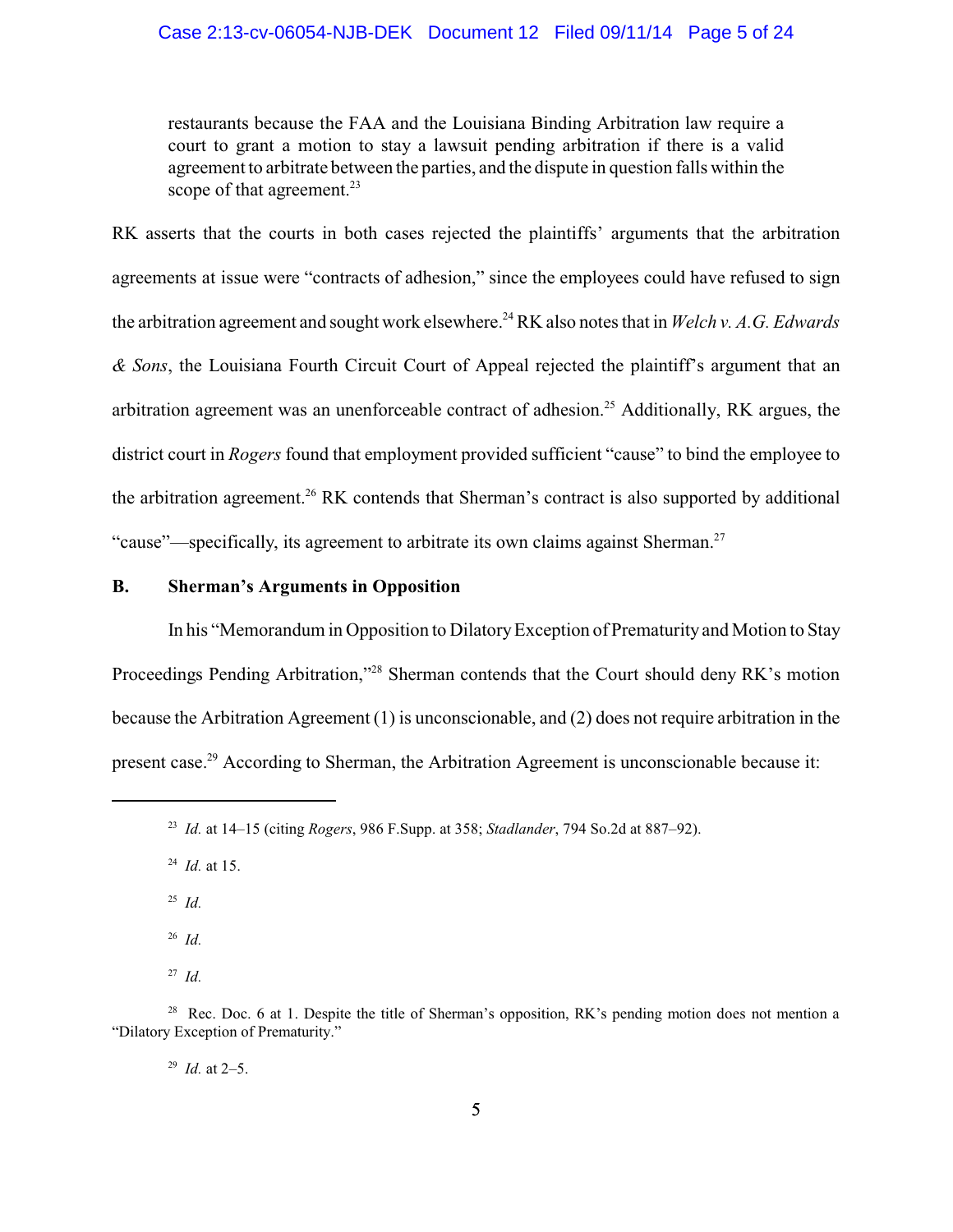restaurants because the FAA and the Louisiana Binding Arbitration law require a court to grant a motion to stay a lawsuit pending arbitration if there is a valid agreement to arbitrate between the parties, and the dispute in question falls within the scope of that agreement.[23]

RK asserts that the courts in both cases rejected the plaintiffs' arguments that the arbitration agreements at issue were "contracts of adhesion," since the employees could have refused to sign the arbitration agreement and sought work elsewhere.[24] RK also notes that in *Welch v. A.G. Edwards & Sons*, the Louisiana Fourth Circuit Court of Appeal rejected the plaintiff's argument that an arbitration agreement was an unenforceable contract of adhesion.[25] Additionally, RK argues, the district court in *Rogers* found that employment provided sufficient "cause" to bind the employee to the arbitration agreement.[26] RK contends that Sherman's contract is also supported by additional "cause"—specifically, its agreement to arbitrate its own claims against Sherman.[27]

## B. Sherman's Arguments in Opposition

In his "Memorandum in Opposition to Dilatory Exception of Prematurity and Motion to Stay Proceedings Pending Arbitration,"[28] Sherman contends that the Court should deny RK's motion because the Arbitration Agreement (1) is unconscionable, and (2) does not require arbitration in the present case.[29] According to Sherman, the Arbitration Agreement is unconscionable because it:

---

[23] *Id.* at 14–15 (citing *Rogers*, 986 F.Supp. at 358; *Stadlander*, 794 So.2d at 887–92).

[24] *Id.* at 15.

[25] *Id.*

[26] *Id.*

[27] *Id.*

[28] Rec. Doc. 6 at 1. Despite the title of Sherman's opposition, RK's pending motion does not mention a "Dilatory Exception of Prematurity."

[29] *Id.* at 2–5.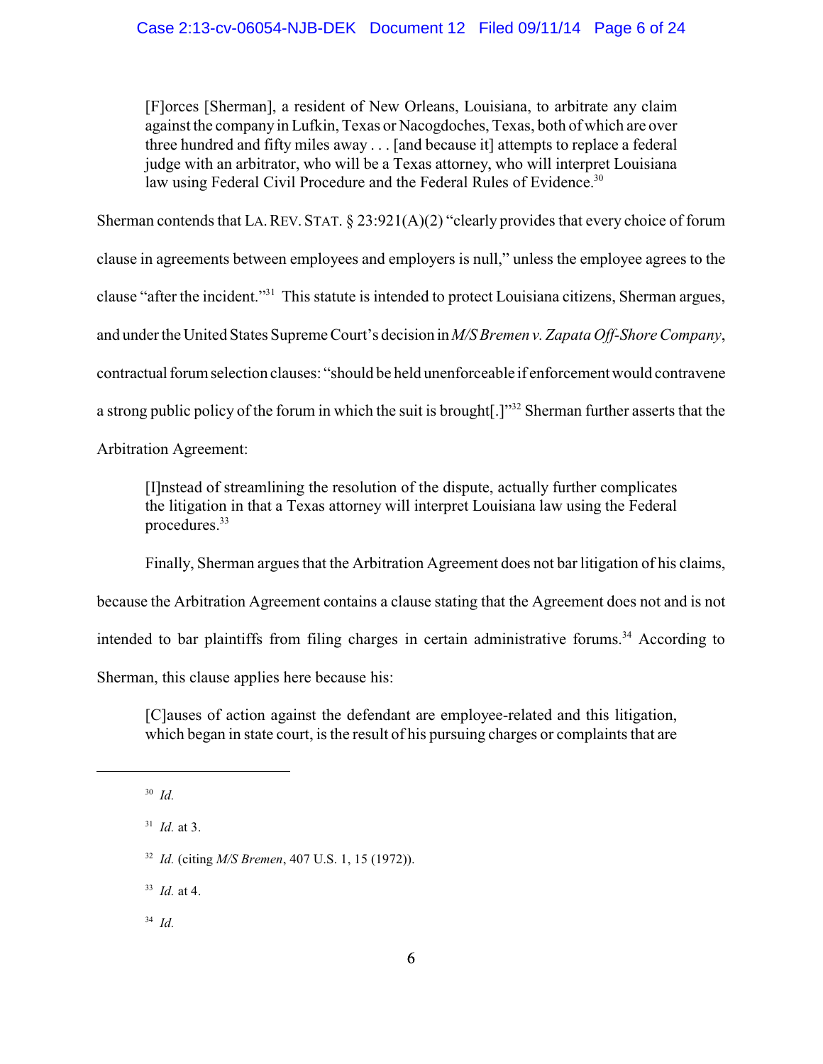> [F]orces [Sherman], a resident of New Orleans, Louisiana, to arbitrate any claim against the company in Lufkin, Texas or Nacogdoches, Texas, both of which are over three hundred and fifty miles away . . . [and because it] attempts to replace a federal judge with an arbitrator, who will be a Texas attorney, who will interpret Louisiana law using Federal Civil Procedure and the Federal Rules of Evidence.[30]

Sherman contends that LA. REV. STAT. § 23:921(A)(2) "clearly provides that every choice of forum clause in agreements between employees and employers is null," unless the employee agrees to the clause "after the incident."[31] This statute is intended to protect Louisiana citizens, Sherman argues, and under the United States Supreme Court's decision in *M/S Bremen v. Zapata Off-Shore Company*, contractual forum selection clauses: "should be held unenforceable if enforcement would contravene a strong public policy of the forum in which the suit is brought[.]"[32] Sherman further asserts that the Arbitration Agreement:

> [I]nstead of streamlining the resolution of the dispute, actually further complicates the litigation in that a Texas attorney will interpret Louisiana law using the Federal procedures.[33]

Finally, Sherman argues that the Arbitration Agreement does not bar litigation of his claims, because the Arbitration Agreement contains a clause stating that the Agreement does not and is not intended to bar plaintiffs from filing charges in certain administrative forums.[34] According to Sherman, this clause applies here because his:

> [C]auses of action against the defendant are employee-related and this litigation, which began in state court, is the result of his pursuing charges or complaints that are

---

[30] *Id.*

[31] *Id.* at 3.

[32] *Id.* (citing *M/S Bremen*, 407 U.S. 1, 15 (1972)).

[33] *Id.* at 4.

[34] *Id.*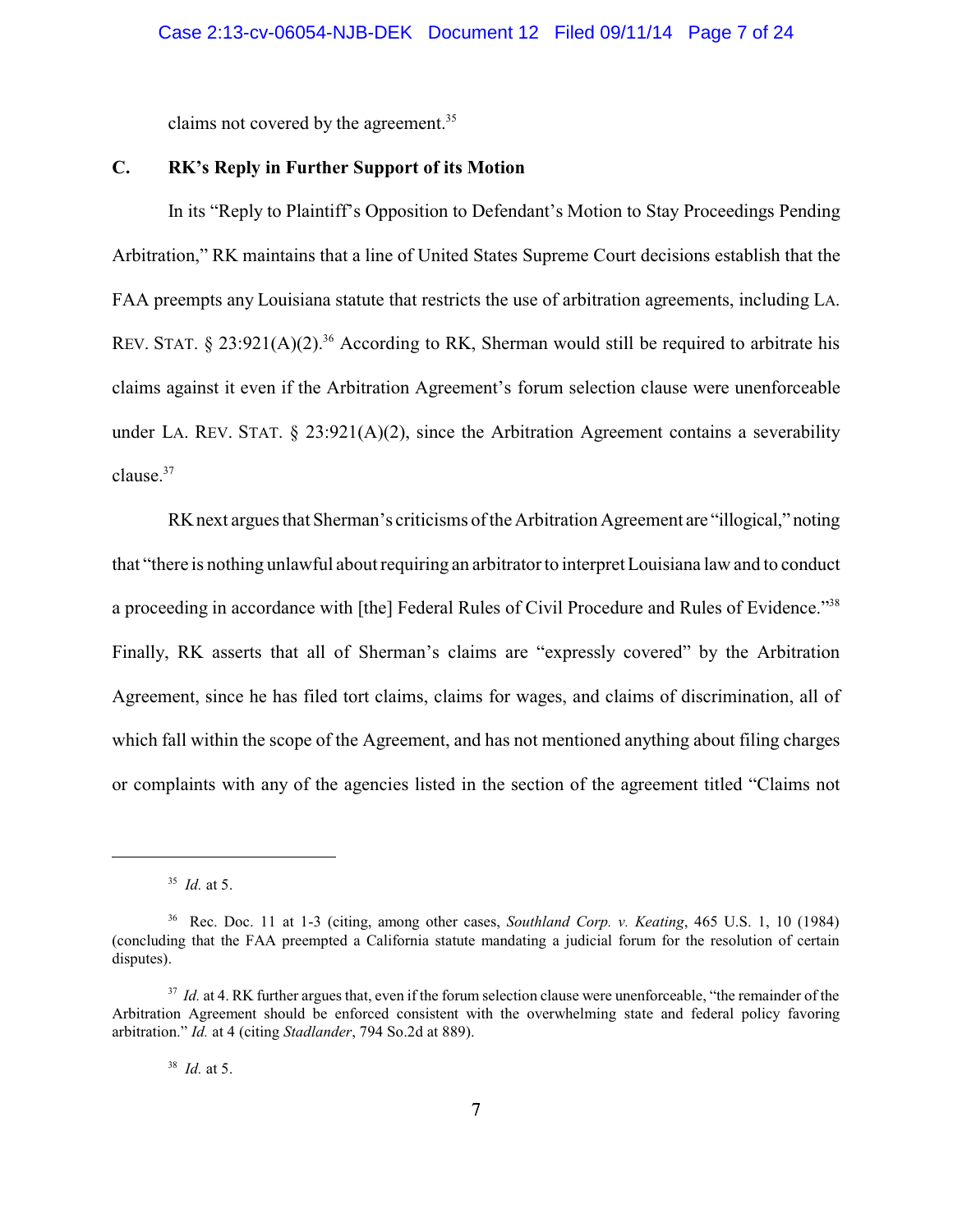claims not covered by the agreement.[35]

### C. RK's Reply in Further Support of its Motion

In its "Reply to Plaintiff's Opposition to Defendant's Motion to Stay Proceedings Pending Arbitration," RK maintains that a line of United States Supreme Court decisions establish that the FAA preempts any Louisiana statute that restricts the use of arbitration agreements, including LA. REV. STAT. § 23:921(A)(2).[36] According to RK, Sherman would still be required to arbitrate his claims against it even if the Arbitration Agreement's forum selection clause were unenforceable under LA. REV. STAT. § 23:921(A)(2), since the Arbitration Agreement contains a severability clause.[37]

RK next argues that Sherman's criticisms of the Arbitration Agreement are "illogical," noting that "there is nothing unlawful about requiring an arbitrator to interpret Louisiana law and to conduct a proceeding in accordance with [the] Federal Rules of Civil Procedure and Rules of Evidence."[38] Finally, RK asserts that all of Sherman's claims are "expressly covered" by the Arbitration Agreement, since he has filed tort claims, claims for wages, and claims of discrimination, all of which fall within the scope of the Agreement, and has not mentioned anything about filing charges or complaints with any of the agencies listed in the section of the agreement titled "Claims not

---

[35] *Id.* at 5.

[36] Rec. Doc. 11 at 1-3 (citing, among other cases, *Southland Corp. v. Keating*, 465 U.S. 1, 10 (1984) (concluding that the FAA preempted a California statute mandating a judicial forum for the resolution of certain disputes).

[37] *Id.* at 4. RK further argues that, even if the forum selection clause were unenforceable, "the remainder of the Arbitration Agreement should be enforced consistent with the overwhelming state and federal policy favoring arbitration." *Id.* at 4 (citing *Stadlander*, 794 So.2d at 889).

[38] *Id.* at 5.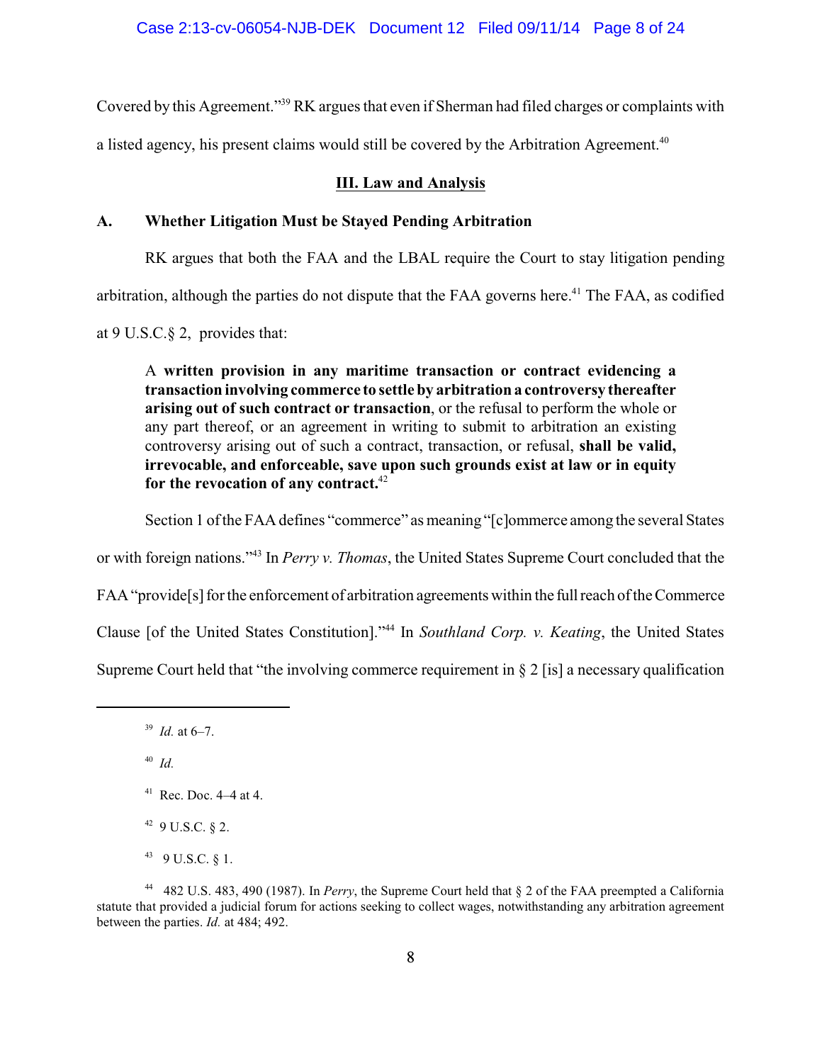Covered by this Agreement."[39] RK argues that even if Sherman had filed charges or complaints with a listed agency, his present claims would still be covered by the Arbitration Agreement.[40]

## III. Law and Analysis

### A. Whether Litigation Must be Stayed Pending Arbitration

RK argues that both the FAA and the LBAL require the Court to stay litigation pending arbitration, although the parties do not dispute that the FAA governs here.[41] The FAA, as codified at 9 U.S.C.§ 2, provides that:

> A **written provision in any maritime transaction or contract evidencing a transaction involving commerce to settle by arbitration a controversy thereafter arising out of such contract or transaction**, or the refusal to perform the whole or any part thereof, or an agreement in writing to submit to arbitration an existing controversy arising out of such a contract, transaction, or refusal, **shall be valid, irrevocable, and enforceable, save upon such grounds exist at law or in equity for the revocation of any contract.**[42]

Section 1 of the FAA defines "commerce" as meaning "[c]ommerce among the several States or with foreign nations."[43] In *Perry v. Thomas*, the United States Supreme Court concluded that the FAA "provide[s] for the enforcement of arbitration agreements within the full reach of the Commerce Clause [of the United States Constitution]."[44] In *Southland Corp. v. Keating*, the United States Supreme Court held that "the involving commerce requirement in § 2 [is] a necessary qualification

---

[39] *Id.* at 6–7.

[40] *Id.*

[41] Rec. Doc. 4–4 at 4.

[42] 9 U.S.C. § 2.

[43] 9 U.S.C. § 1.

[44] 482 U.S. 483, 490 (1987). In *Perry*, the Supreme Court held that § 2 of the FAA preempted a California statute that provided a judicial forum for actions seeking to collect wages, notwithstanding any arbitration agreement between the parties. *Id.* at 484; 492.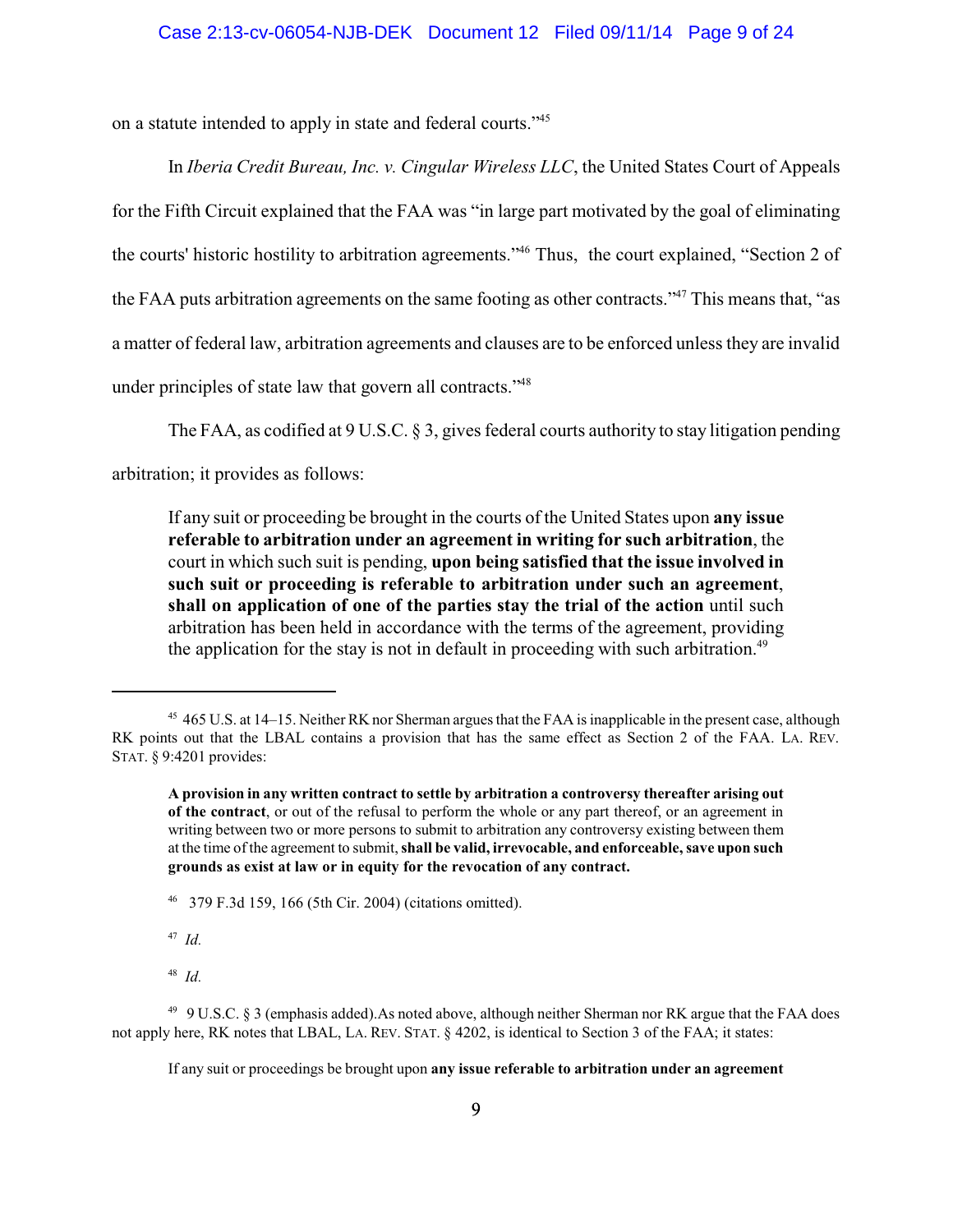on a statute intended to apply in state and federal courts."[45]

In *Iberia Credit Bureau, Inc. v. Cingular Wireless LLC*, the United States Court of Appeals for the Fifth Circuit explained that the FAA was "in large part motivated by the goal of eliminating the courts' historic hostility to arbitration agreements."[46] Thus, the court explained, "Section 2 of the FAA puts arbitration agreements on the same footing as other contracts."[47] This means that, "as a matter of federal law, arbitration agreements and clauses are to be enforced unless they are invalid under principles of state law that govern all contracts."[48]

The FAA, as codified at 9 U.S.C. § 3, gives federal courts authority to stay litigation pending arbitration; it provides as follows:

> If any suit or proceeding be brought in the courts of the United States upon **any issue referable to arbitration under an agreement in writing for such arbitration**, the court in which such suit is pending, **upon being satisfied that the issue involved in such suit or proceeding is referable to arbitration under such an agreement**, **shall on application of one of the parties stay the trial of the action** until such arbitration has been held in accordance with the terms of the agreement, providing the application for the stay is not in default in proceeding with such arbitration.[49]

---

[45] 465 U.S. at 14–15. Neither RK nor Sherman argues that the FAA is inapplicable in the present case, although RK points out that the LBAL contains a provision that has the same effect as Section 2 of the FAA. LA. REV. STAT. § 9:4201 provides:

> **A provision in any written contract to settle by arbitration a controversy thereafter arising out of the contract**, or out of the refusal to perform the whole or any part thereof, or an agreement in writing between two or more persons to submit to arbitration any controversy existing between them at the time of the agreement to submit, **shall be valid, irrevocable, and enforceable, save upon such grounds as exist at law or in equity for the revocation of any contract.**

[46] 379 F.3d 159, 166 (5th Cir. 2004) (citations omitted).

[47] *Id.*

[48] *Id.*

[49] 9 U.S.C. § 3 (emphasis added).As noted above, although neither Sherman nor RK argue that the FAA does not apply here, RK notes that LBAL, LA. REV. STAT. § 4202, is identical to Section 3 of the FAA; it states:

> If any suit or proceedings be brought upon **any issue referable to arbitration under an agreement**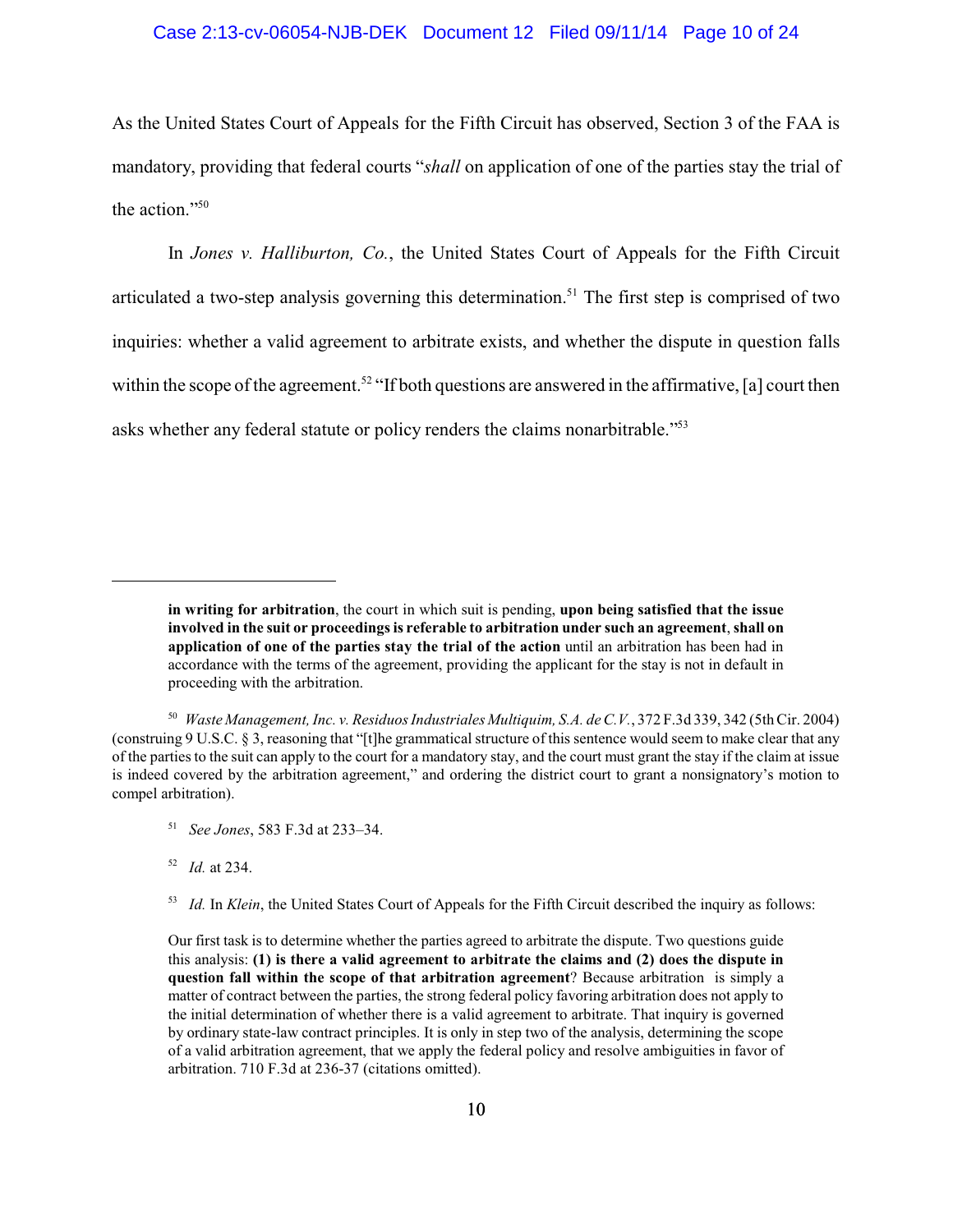As the United States Court of Appeals for the Fifth Circuit has observed, Section 3 of the FAA is mandatory, providing that federal courts "*shall* on application of one of the parties stay the trial of the action."[50]

In *Jones v. Halliburton, Co.*, the United States Court of Appeals for the Fifth Circuit articulated a two-step analysis governing this determination.[51] The first step is comprised of two inquiries: whether a valid agreement to arbitrate exists, and whether the dispute in question falls within the scope of the agreement.[52] "If both questions are answered in the affirmative, [a] court then asks whether any federal statute or policy renders the claims nonarbitrable."[53]

---

> **in writing for arbitration**, the court in which suit is pending, **upon being satisfied that the issue involved in the suit or proceedings is referable to arbitration under such an agreement**, **shall on application of one of the parties stay the trial of the action** until an arbitration has been had in accordance with the terms of the agreement, providing the applicant for the stay is not in default in proceeding with the arbitration.

[50] *Waste Management, Inc. v. Residuos Industriales Multiquim, S.A. de C.V.*, 372 F.3d 339, 342 (5th Cir. 2004) (construing 9 U.S.C. § 3, reasoning that "[t]he grammatical structure of this sentence would seem to make clear that any of the parties to the suit can apply to the court for a mandatory stay, and the court must grant the stay if the claim at issue is indeed covered by the arbitration agreement," and ordering the district court to grant a nonsignatory's motion to compel arbitration).

[51] *See Jones*, 583 F.3d at 233–34.

[52] *Id.* at 234.

[53] *Id.* In *Klein*, the United States Court of Appeals for the Fifth Circuit described the inquiry as follows:

> Our first task is to determine whether the parties agreed to arbitrate the dispute. Two questions guide this analysis: **(1) is there a valid agreement to arbitrate the claims and (2) does the dispute in question fall within the scope of that arbitration agreement**? Because arbitration is simply a matter of contract between the parties, the strong federal policy favoring arbitration does not apply to the initial determination of whether there is a valid agreement to arbitrate. That inquiry is governed by ordinary state-law contract principles. It is only in step two of the analysis, determining the scope of a valid arbitration agreement, that we apply the federal policy and resolve ambiguities in favor of arbitration. 710 F.3d at 236-37 (citations omitted).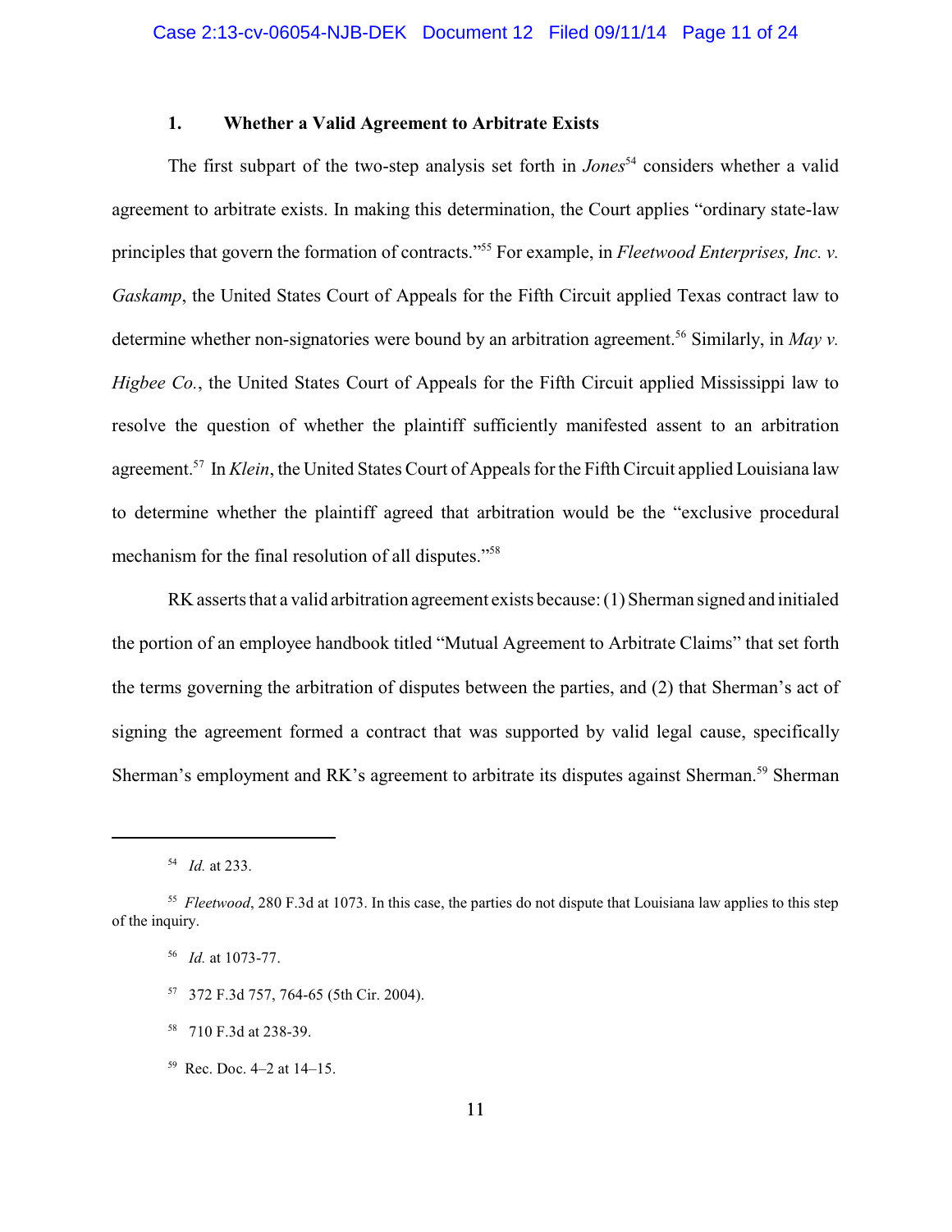### 1. Whether a Valid Agreement to Arbitrate Exists

The first subpart of the two-step analysis set forth in *Jones*[54] considers whether a valid agreement to arbitrate exists. In making this determination, the Court applies "ordinary state-law principles that govern the formation of contracts."[55] For example, in *Fleetwood Enterprises, Inc. v. Gaskamp*, the United States Court of Appeals for the Fifth Circuit applied Texas contract law to determine whether non-signatories were bound by an arbitration agreement.[56] Similarly, in *May v. Higbee Co.*, the United States Court of Appeals for the Fifth Circuit applied Mississippi law to resolve the question of whether the plaintiff sufficiently manifested assent to an arbitration agreement.[57] In *Klein*, the United States Court of Appeals for the Fifth Circuit applied Louisiana law to determine whether the plaintiff agreed that arbitration would be the "exclusive procedural mechanism for the final resolution of all disputes."[58]

RK asserts that a valid arbitration agreement exists because: (1) Sherman signed and initialed the portion of an employee handbook titled "Mutual Agreement to Arbitrate Claims" that set forth the terms governing the arbitration of disputes between the parties, and (2) that Sherman's act of signing the agreement formed a contract that was supported by valid legal cause, specifically Sherman's employment and RK's agreement to arbitrate its disputes against Sherman.[59] Sherman

---

[54] *Id.* at 233.

[55] *Fleetwood*, 280 F.3d at 1073. In this case, the parties do not dispute that Louisiana law applies to this step of the inquiry.

[56] *Id.* at 1073-77.

[57] 372 F.3d 757, 764-65 (5th Cir. 2004).

[58] 710 F.3d at 238-39.

[59] Rec. Doc. 4–2 at 14–15.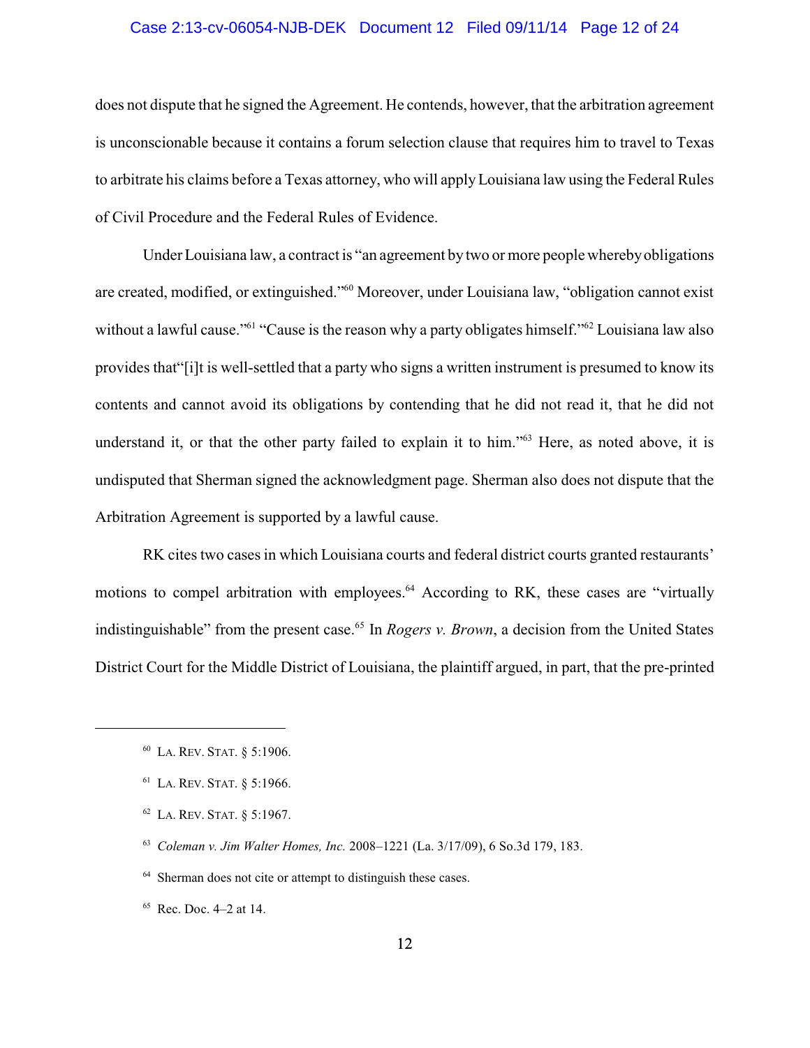does not dispute that he signed the Agreement. He contends, however, that the arbitration agreement is unconscionable because it contains a forum selection clause that requires him to travel to Texas to arbitrate his claims before a Texas attorney, who will apply Louisiana law using the Federal Rules of Civil Procedure and the Federal Rules of Evidence.

Under Louisiana law, a contract is "an agreement by two or more people whereby obligations are created, modified, or extinguished."[60] Moreover, under Louisiana law, "obligation cannot exist without a lawful cause."[61] "Cause is the reason why a party obligates himself."[62] Louisiana law also provides that"[i]t is well-settled that a party who signs a written instrument is presumed to know its contents and cannot avoid its obligations by contending that he did not read it, that he did not understand it, or that the other party failed to explain it to him."[63] Here, as noted above, it is undisputed that Sherman signed the acknowledgment page. Sherman also does not dispute that the Arbitration Agreement is supported by a lawful cause.

RK cites two cases in which Louisiana courts and federal district courts granted restaurants' motions to compel arbitration with employees.[64] According to RK, these cases are "virtually indistinguishable" from the present case.[65] In *Rogers v. Brown*, a decision from the United States District Court for the Middle District of Louisiana, the plaintiff argued, in part, that the pre-printed

---

[60] LA. REV. STAT. § 5:1906.

[61] LA. REV. STAT. § 5:1966.

[62] LA. REV. STAT. § 5:1967.

[63] *Coleman v. Jim Walter Homes, Inc.* 2008–1221 (La. 3/17/09), 6 So.3d 179, 183.

[64] Sherman does not cite or attempt to distinguish these cases.

[65] Rec. Doc. 4–2 at 14.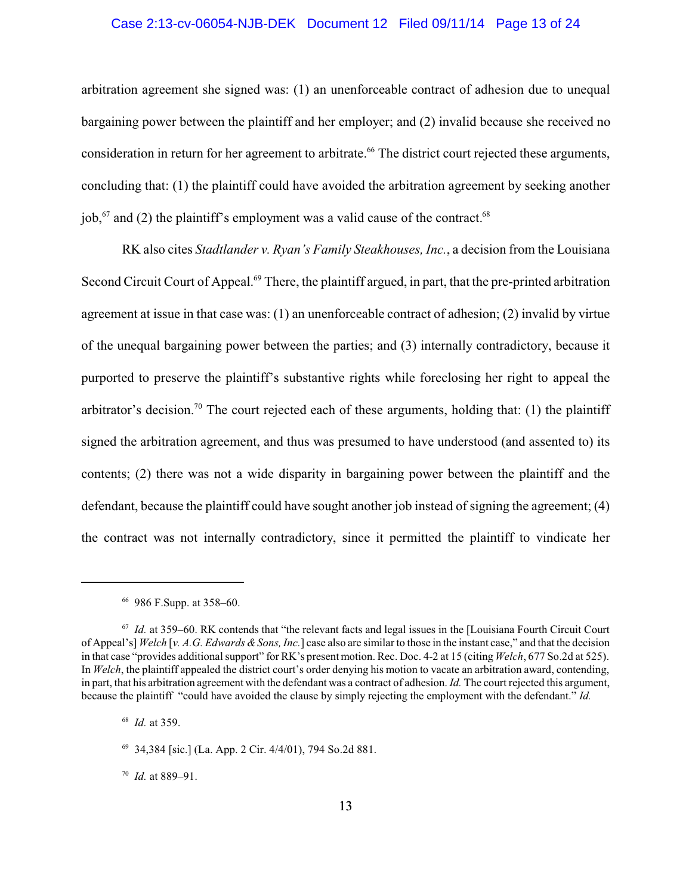arbitration agreement she signed was: (1) an unenforceable contract of adhesion due to unequal bargaining power between the plaintiff and her employer; and (2) invalid because she received no consideration in return for her agreement to arbitrate.[66] The district court rejected these arguments, concluding that: (1) the plaintiff could have avoided the arbitration agreement by seeking another job,[67] and (2) the plaintiff's employment was a valid cause of the contract.[68]

RK also cites *Stadtlander v. Ryan's Family Steakhouses, Inc.*, a decision from the Louisiana Second Circuit Court of Appeal.[69] There, the plaintiff argued, in part, that the pre-printed arbitration agreement at issue in that case was: (1) an unenforceable contract of adhesion; (2) invalid by virtue of the unequal bargaining power between the parties; and (3) internally contradictory, because it purported to preserve the plaintiff's substantive rights while foreclosing her right to appeal the arbitrator's decision.[70] The court rejected each of these arguments, holding that: (1) the plaintiff signed the arbitration agreement, and thus was presumed to have understood (and assented to) its contents; (2) there was not a wide disparity in bargaining power between the plaintiff and the defendant, because the plaintiff could have sought another job instead of signing the agreement; (4) the contract was not internally contradictory, since it permitted the plaintiff to vindicate her

---

[66] 986 F.Supp. at 358–60.

[67] *Id.* at 359–60. RK contends that "the relevant facts and legal issues in the [Louisiana Fourth Circuit Court of Appeal's] *Welch* [*v. A.G. Edwards & Sons, Inc.*] case also are similar to those in the instant case," and that the decision in that case "provides additional support" for RK's present motion. Rec. Doc. 4-2 at 15 (citing *Welch*, 677 So.2d at 525). In *Welch*, the plaintiff appealed the district court's order denying his motion to vacate an arbitration award, contending, in part, that his arbitration agreement with the defendant was a contract of adhesion. *Id.* The court rejected this argument, because the plaintiff "could have avoided the clause by simply rejecting the employment with the defendant." *Id.*

[68] *Id.* at 359.

[69] 34,384 [sic.] (La. App. 2 Cir. 4/4/01), 794 So.2d 881.

[70] *Id.* at 889–91.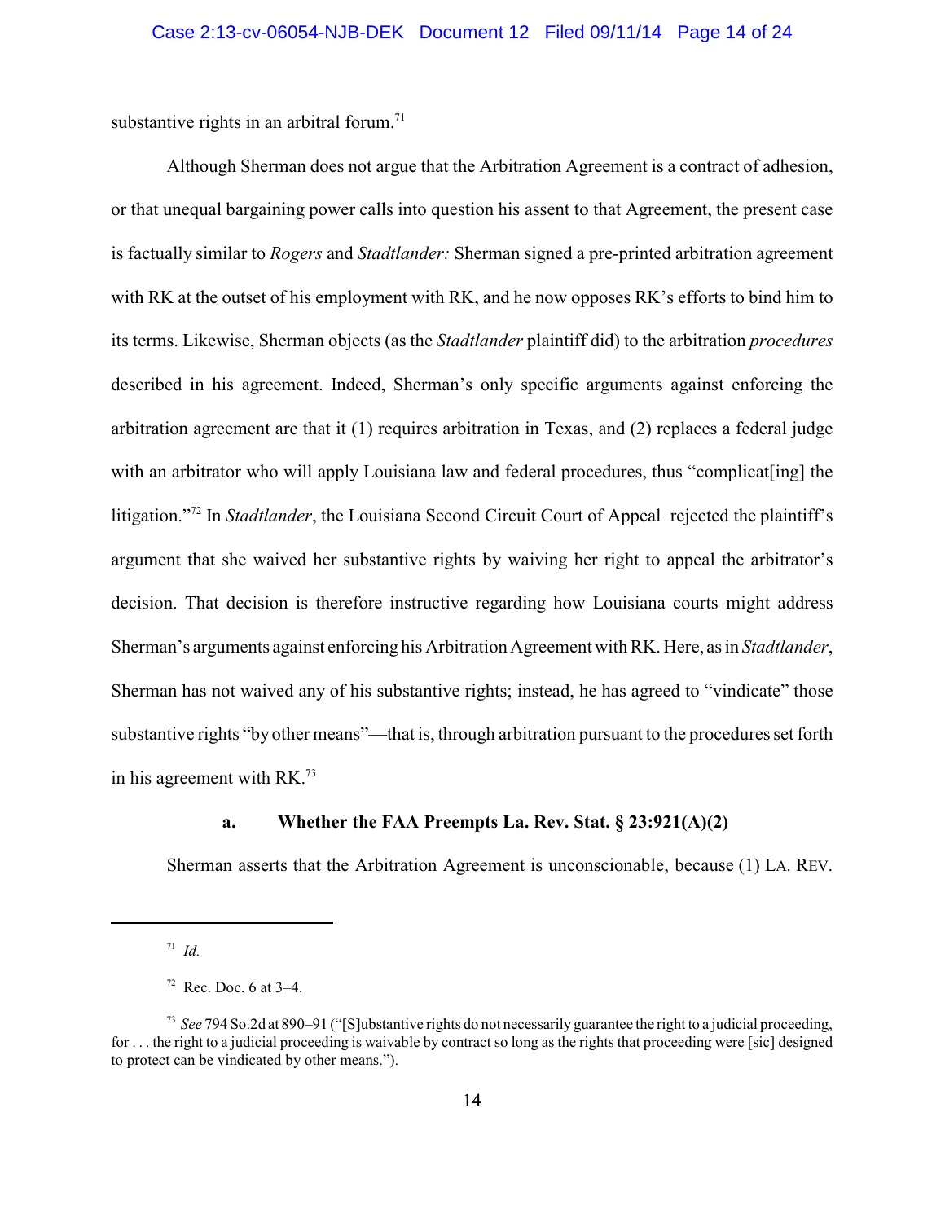substantive rights in an arbitral forum.[71]

Although Sherman does not argue that the Arbitration Agreement is a contract of adhesion, or that unequal bargaining power calls into question his assent to that Agreement, the present case is factually similar to *Rogers* and *Stadtlander:* Sherman signed a pre-printed arbitration agreement with RK at the outset of his employment with RK, and he now opposes RK's efforts to bind him to its terms. Likewise, Sherman objects (as the *Stadtlander* plaintiff did) to the arbitration *procedures* described in his agreement. Indeed, Sherman's only specific arguments against enforcing the arbitration agreement are that it (1) requires arbitration in Texas, and (2) replaces a federal judge with an arbitrator who will apply Louisiana law and federal procedures, thus "complicat[ing] the litigation."[72] In *Stadtlander*, the Louisiana Second Circuit Court of Appeal rejected the plaintiff's argument that she waived her substantive rights by waiving her right to appeal the arbitrator's decision. That decision is therefore instructive regarding how Louisiana courts might address Sherman's arguments against enforcing his Arbitration Agreement with RK. Here, as in *Stadtlander*, Sherman has not waived any of his substantive rights; instead, he has agreed to "vindicate" those substantive rights "by other means"—that is, through arbitration pursuant to the procedures set forth in his agreement with RK.[73]

### a. Whether the FAA Preempts La. Rev. Stat. § 23:921(A)(2)

Sherman asserts that the Arbitration Agreement is unconscionable, because (1) LA. REV.

---

[71] *Id.*

[72] Rec. Doc. 6 at 3–4.

[73] *See* 794 So.2d at 890–91 ("[S]ubstantive rights do not necessarily guarantee the right to a judicial proceeding, for . . . the right to a judicial proceeding is waivable by contract so long as the rights that proceeding were [sic] designed to protect can be vindicated by other means.").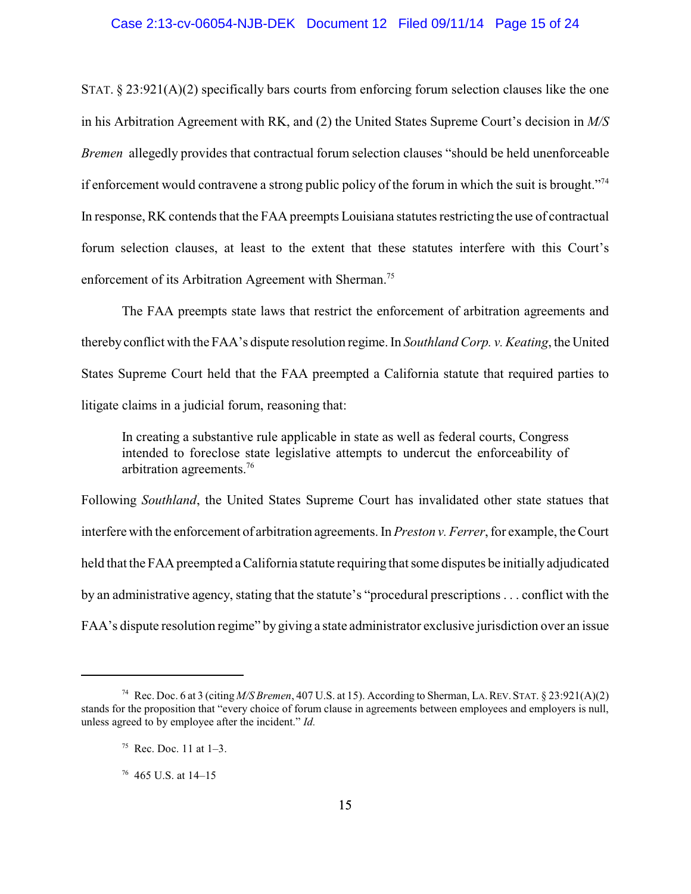STAT. § 23:921(A)(2) specifically bars courts from enforcing forum selection clauses like the one in his Arbitration Agreement with RK, and (2) the United States Supreme Court's decision in *M/S Bremen* allegedly provides that contractual forum selection clauses "should be held unenforceable if enforcement would contravene a strong public policy of the forum in which the suit is brought."[74] In response, RK contends that the FAA preempts Louisiana statutes restricting the use of contractual forum selection clauses, at least to the extent that these statutes interfere with this Court's enforcement of its Arbitration Agreement with Sherman.[75]

The FAA preempts state laws that restrict the enforcement of arbitration agreements and thereby conflict with the FAA's dispute resolution regime. In *Southland Corp. v. Keating*, the United States Supreme Court held that the FAA preempted a California statute that required parties to litigate claims in a judicial forum, reasoning that:

> In creating a substantive rule applicable in state as well as federal courts, Congress intended to foreclose state legislative attempts to undercut the enforceability of arbitration agreements.[76]

Following *Southland*, the United States Supreme Court has invalidated other state statues that interfere with the enforcement of arbitration agreements. In *Preston v. Ferrer*, for example, the Court held that the FAA preempted a California statute requiring that some disputes be initially adjudicated by an administrative agency, stating that the statute's "procedural prescriptions . . . conflict with the FAA's dispute resolution regime" by giving a state administrator exclusive jurisdiction over an issue

---

[74] Rec. Doc. 6 at 3 (citing *M/S Bremen*, 407 U.S. at 15). According to Sherman, LA. REV. STAT. § 23:921(A)(2) stands for the proposition that "every choice of forum clause in agreements between employees and employers is null, unless agreed to by employee after the incident." *Id.*

[75] Rec. Doc. 11 at 1–3.

[76] 465 U.S. at 14–15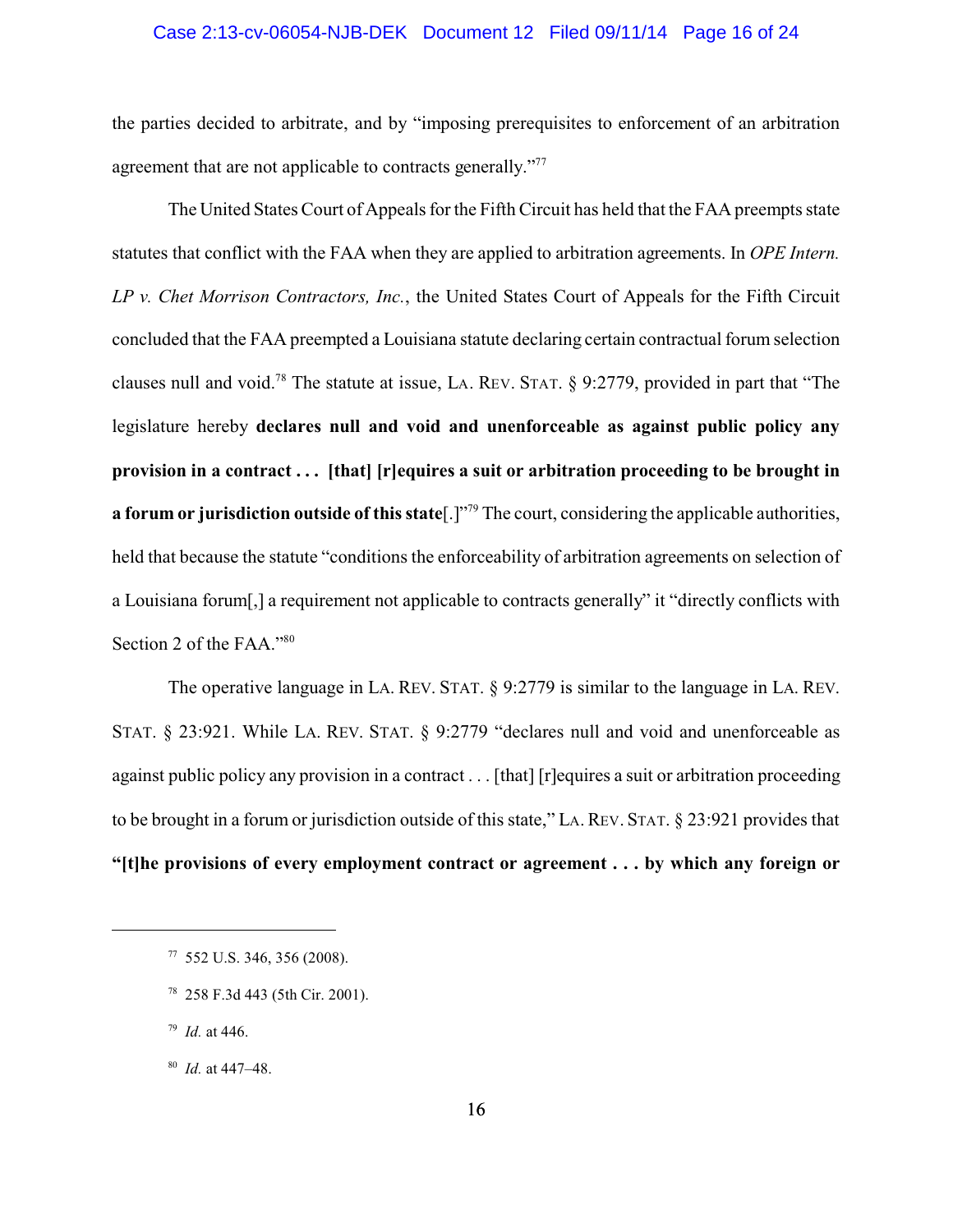the parties decided to arbitrate, and by "imposing prerequisites to enforcement of an arbitration agreement that are not applicable to contracts generally."[77]

The United States Court of Appeals for the Fifth Circuit has held that the FAA preempts state statutes that conflict with the FAA when they are applied to arbitration agreements. In *OPE Intern. LP v. Chet Morrison Contractors, Inc.*, the United States Court of Appeals for the Fifth Circuit concluded that the FAA preempted a Louisiana statute declaring certain contractual forum selection clauses null and void.[78] The statute at issue, LA. REV. STAT. § 9:2779, provided in part that "The legislature hereby **declares null and void and unenforceable as against public policy any provision in a contract . . . [that] [r]equires a suit or arbitration proceeding to be brought in a forum or jurisdiction outside of this state**[.]"[79] The court, considering the applicable authorities, held that because the statute "conditions the enforceability of arbitration agreements on selection of a Louisiana forum[,] a requirement not applicable to contracts generally" it "directly conflicts with Section 2 of the FAA."[80]

The operative language in LA. REV. STAT. § 9:2779 is similar to the language in LA. REV. STAT. § 23:921. While LA. REV. STAT. § 9:2779 "declares null and void and unenforceable as against public policy any provision in a contract . . . [that] [r]equires a suit or arbitration proceeding to be brought in a forum or jurisdiction outside of this state," LA. REV. STAT. § 23:921 provides that **"[t]he provisions of every employment contract or agreement . . . by which any foreign or**

---

[77] 552 U.S. 346, 356 (2008).

[78] 258 F.3d 443 (5th Cir. 2001).

[79] *Id.* at 446.

[80] *Id.* at 447–48.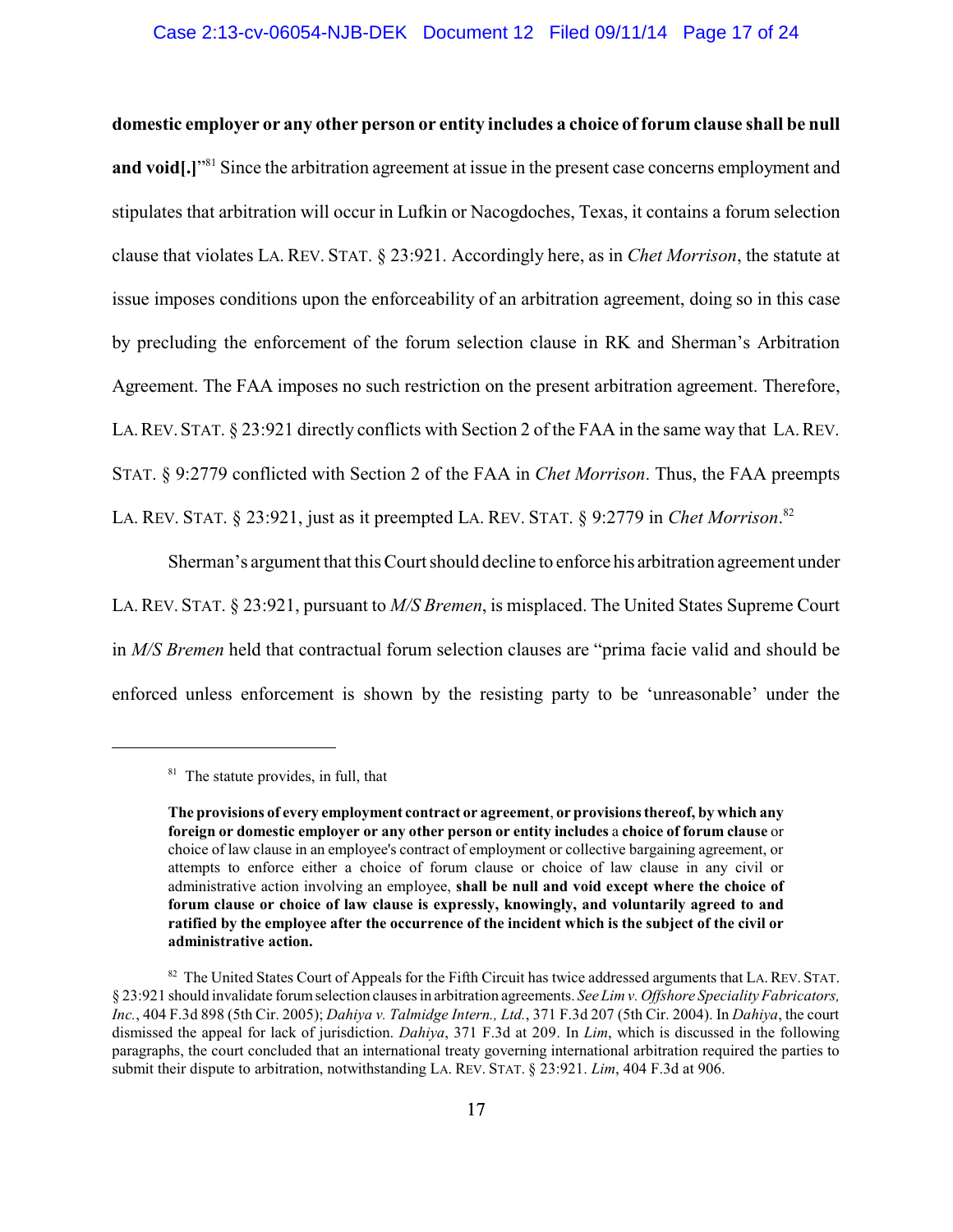**domestic employer or any other person or entity includes a choice of forum clause shall be null and void[.]**"[81] Since the arbitration agreement at issue in the present case concerns employment and stipulates that arbitration will occur in Lufkin or Nacogdoches, Texas, it contains a forum selection clause that violates LA. REV. STAT. § 23:921. Accordingly here, as in *Chet Morrison*, the statute at issue imposes conditions upon the enforceability of an arbitration agreement, doing so in this case by precluding the enforcement of the forum selection clause in RK and Sherman's Arbitration Agreement. The FAA imposes no such restriction on the present arbitration agreement. Therefore, LA. REV. STAT. § 23:921 directly conflicts with Section 2 of the FAA in the same way that LA. REV. STAT. § 9:2779 conflicted with Section 2 of the FAA in *Chet Morrison*. Thus, the FAA preempts LA. REV. STAT. § 23:921, just as it preempted LA. REV. STAT. § 9:2779 in *Chet Morrison*.[82]

Sherman's argument that this Court should decline to enforce his arbitration agreement under LA. REV. STAT. § 23:921, pursuant to *M/S Bremen*, is misplaced. The United States Supreme Court in *M/S Bremen* held that contractual forum selection clauses are "prima facie valid and should be enforced unless enforcement is shown by the resisting party to be 'unreasonable' under the

---

[81] The statute provides, in full, that

> **The provisions of every employment contract or agreement**, **or provisions thereof, by which any foreign or domestic employer or any other person or entity includes** a **choice of forum clause** or choice of law clause in an employee's contract of employment or collective bargaining agreement, or attempts to enforce either a choice of forum clause or choice of law clause in any civil or administrative action involving an employee, **shall be null and void except where the choice of forum clause or choice of law clause is expressly, knowingly, and voluntarily agreed to and ratified by the employee after the occurrence of the incident which is the subject of the civil or administrative action.**

[82] The United States Court of Appeals for the Fifth Circuit has twice addressed arguments that LA. REV. STAT. § 23:921 should invalidate forum selection clauses in arbitration agreements. *See Lim v. Offshore Speciality Fabricators, Inc.*, 404 F.3d 898 (5th Cir. 2005); *Dahiya v. Talmidge Intern., Ltd.*, 371 F.3d 207 (5th Cir. 2004). In *Dahiya*, the court dismissed the appeal for lack of jurisdiction. *Dahiya*, 371 F.3d at 209. In *Lim*, which is discussed in the following paragraphs, the court concluded that an international treaty governing international arbitration required the parties to submit their dispute to arbitration, notwithstanding LA. REV. STAT. § 23:921. *Lim*, 404 F.3d at 906.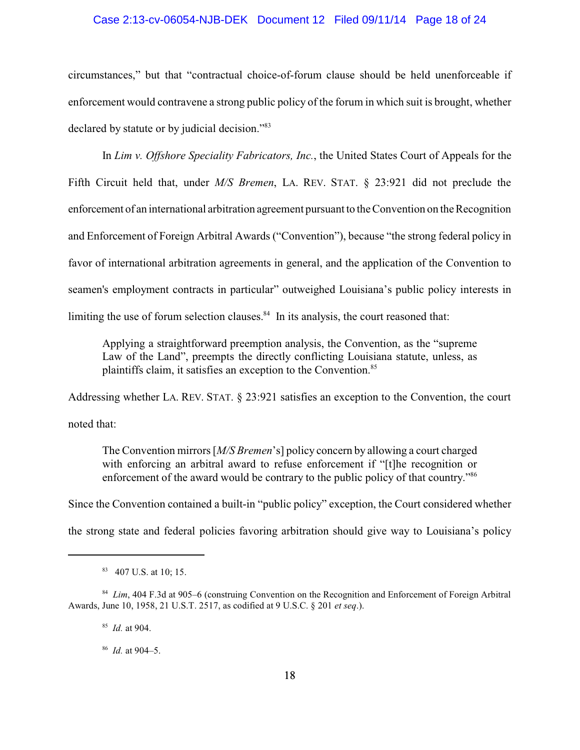circumstances," but that "contractual choice-of-forum clause should be held unenforceable if enforcement would contravene a strong public policy of the forum in which suit is brought, whether declared by statute or by judicial decision."[83]

In *Lim v. Offshore Speciality Fabricators, Inc.*, the United States Court of Appeals for the Fifth Circuit held that, under *M/S Bremen*, LA. REV. STAT. § 23:921 did not preclude the enforcement of an international arbitration agreement pursuant to the Convention on the Recognition and Enforcement of Foreign Arbitral Awards ("Convention"), because "the strong federal policy in favor of international arbitration agreements in general, and the application of the Convention to seamen's employment contracts in particular" outweighed Louisiana's public policy interests in limiting the use of forum selection clauses.[84] In its analysis, the court reasoned that:

> Applying a straightforward preemption analysis, the Convention, as the "supreme Law of the Land", preempts the directly conflicting Louisiana statute, unless, as plaintiffs claim, it satisfies an exception to the Convention.[85]

Addressing whether LA. REV. STAT. § 23:921 satisfies an exception to the Convention, the court noted that:

> The Convention mirrors [*M/S Bremen*'s] policy concern by allowing a court charged with enforcing an arbitral award to refuse enforcement if "[t]he recognition or enforcement of the award would be contrary to the public policy of that country."[86]

Since the Convention contained a built-in "public policy" exception, the Court considered whether the strong state and federal policies favoring arbitration should give way to Louisiana's policy

---

[83] 407 U.S. at 10; 15.

[84] *Lim*, 404 F.3d at 905–6 (construing Convention on the Recognition and Enforcement of Foreign Arbitral Awards, June 10, 1958, 21 U.S.T. 2517, as codified at 9 U.S.C. § 201 *et seq*.).

[85] *Id.* at 904.

[86] *Id.* at 904–5.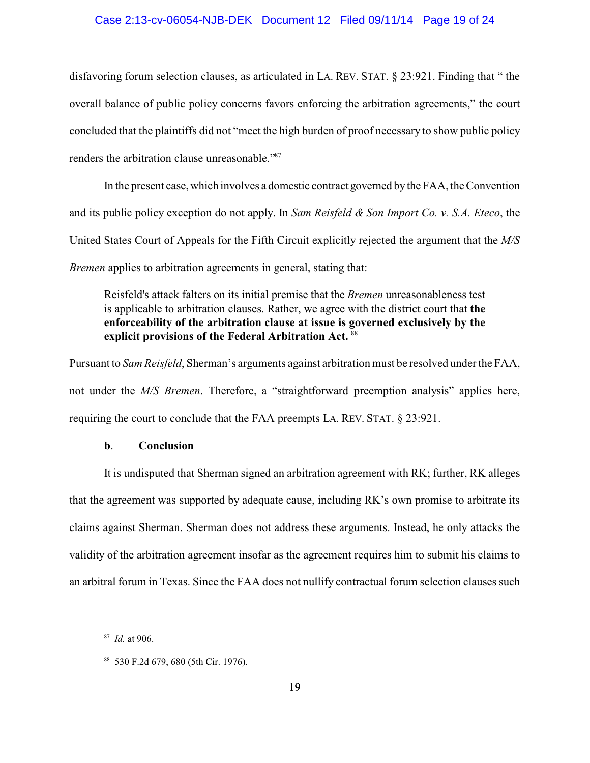disfavoring forum selection clauses, as articulated in LA. REV. STAT. § 23:921. Finding that " the overall balance of public policy concerns favors enforcing the arbitration agreements," the court concluded that the plaintiffs did not "meet the high burden of proof necessary to show public policy renders the arbitration clause unreasonable."[87]

In the present case, which involves a domestic contract governed by the FAA, the Convention and its public policy exception do not apply. In *Sam Reisfeld & Son Import Co. v. S.A. Eteco*, the United States Court of Appeals for the Fifth Circuit explicitly rejected the argument that the *M/S Bremen* applies to arbitration agreements in general, stating that:

> Reisfeld's attack falters on its initial premise that the *Bremen* unreasonableness test is applicable to arbitration clauses. Rather, we agree with the district court that **the enforceability of the arbitration clause at issue is governed exclusively by the explicit provisions of the Federal Arbitration Act.** [88]

Pursuant to *Sam Reisfeld*, Sherman's arguments against arbitration must be resolved under the FAA, not under the *M/S Bremen*. Therefore, a "straightforward preemption analysis" applies here, requiring the court to conclude that the FAA preempts LA. REV. STAT. § 23:921.

**b. Conclusion**

It is undisputed that Sherman signed an arbitration agreement with RK; further, RK alleges that the agreement was supported by adequate cause, including RK's own promise to arbitrate its claims against Sherman. Sherman does not address these arguments. Instead, he only attacks the validity of the arbitration agreement insofar as the agreement requires him to submit his claims to an arbitral forum in Texas. Since the FAA does not nullify contractual forum selection clauses such

---

[87] *Id.* at 906.

[88] 530 F.2d 679, 680 (5th Cir. 1976).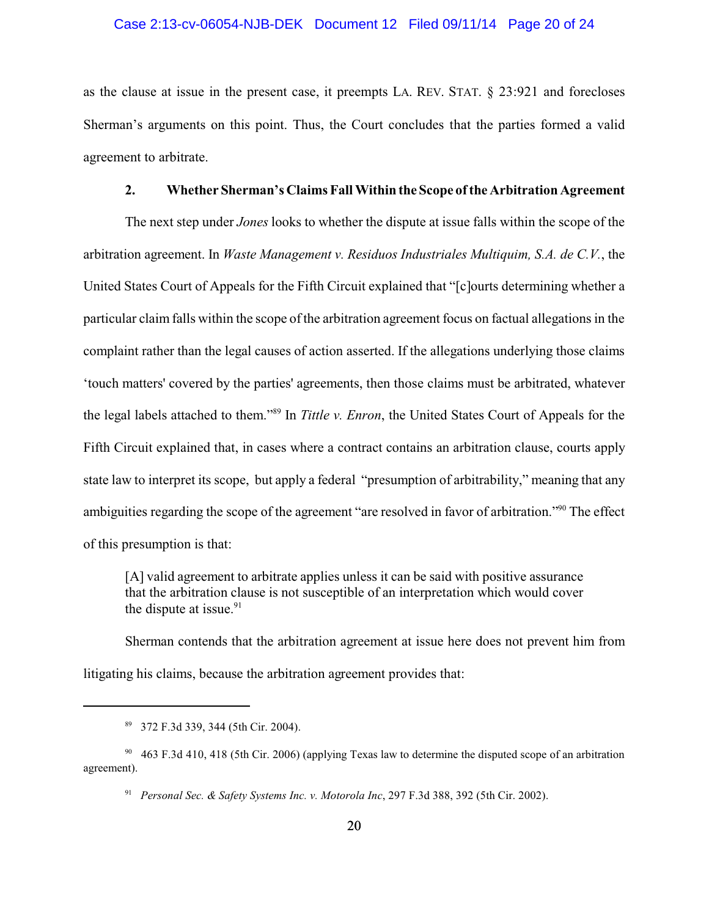as the clause at issue in the present case, it preempts LA. REV. STAT. § 23:921 and forecloses Sherman's arguments on this point. Thus, the Court concludes that the parties formed a valid agreement to arbitrate.

### 2. Whether Sherman's Claims Fall Within the Scope of the Arbitration Agreement

The next step under *Jones* looks to whether the dispute at issue falls within the scope of the arbitration agreement. In *Waste Management v. Residuos Industriales Multiquim, S.A. de C.V.*, the United States Court of Appeals for the Fifth Circuit explained that "[c]ourts determining whether a particular claim falls within the scope of the arbitration agreement focus on factual allegations in the complaint rather than the legal causes of action asserted. If the allegations underlying those claims 'touch matters' covered by the parties' agreements, then those claims must be arbitrated, whatever the legal labels attached to them."[89] In *Tittle v. Enron*, the United States Court of Appeals for the Fifth Circuit explained that, in cases where a contract contains an arbitration clause, courts apply state law to interpret its scope, but apply a federal "presumption of arbitrability," meaning that any ambiguities regarding the scope of the agreement "are resolved in favor of arbitration."[90] The effect of this presumption is that:

> [A] valid agreement to arbitrate applies unless it can be said with positive assurance that the arbitration clause is not susceptible of an interpretation which would cover the dispute at issue.[91]

Sherman contends that the arbitration agreement at issue here does not prevent him from litigating his claims, because the arbitration agreement provides that:

---

[89] 372 F.3d 339, 344 (5th Cir. 2004).

[90] 463 F.3d 410, 418 (5th Cir. 2006) (applying Texas law to determine the disputed scope of an arbitration agreement).

[91] *Personal Sec. & Safety Systems Inc. v. Motorola Inc*, 297 F.3d 388, 392 (5th Cir. 2002).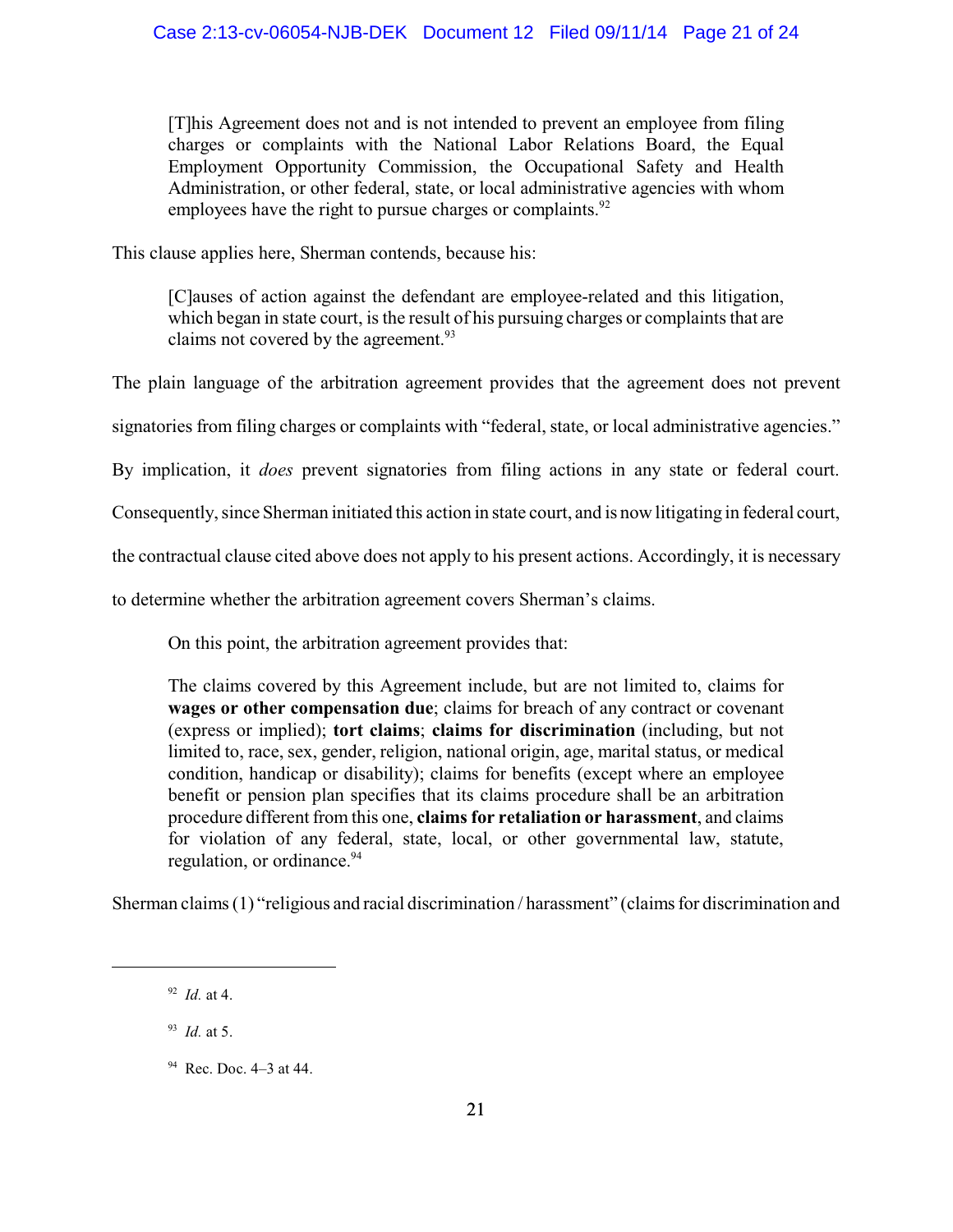> [T]his Agreement does not and is not intended to prevent an employee from filing charges or complaints with the National Labor Relations Board, the Equal Employment Opportunity Commission, the Occupational Safety and Health Administration, or other federal, state, or local administrative agencies with whom employees have the right to pursue charges or complaints.[92]

This clause applies here, Sherman contends, because his:

> [C]auses of action against the defendant are employee-related and this litigation, which began in state court, is the result of his pursuing charges or complaints that are claims not covered by the agreement.[93]

The plain language of the arbitration agreement provides that the agreement does not prevent signatories from filing charges or complaints with "federal, state, or local administrative agencies." By implication, it *does* prevent signatories from filing actions in any state or federal court. Consequently, since Sherman initiated this action in state court, and is now litigating in federal court, the contractual clause cited above does not apply to his present actions. Accordingly, it is necessary to determine whether the arbitration agreement covers Sherman's claims.

On this point, the arbitration agreement provides that:

> The claims covered by this Agreement include, but are not limited to, claims for **wages or other compensation due**; claims for breach of any contract or covenant (express or implied); **tort claims**; **claims for discrimination** (including, but not limited to, race, sex, gender, religion, national origin, age, marital status, or medical condition, handicap or disability); claims for benefits (except where an employee benefit or pension plan specifies that its claims procedure shall be an arbitration procedure different from this one, **claims for retaliation or harassment**, and claims for violation of any federal, state, local, or other governmental law, statute, regulation, or ordinance.[94]

Sherman claims (1) "religious and racial discrimination / harassment" (claims for discrimination and

---

[92] *Id.* at 4.

[93] *Id.* at 5.

[94] Rec. Doc. 4–3 at 44.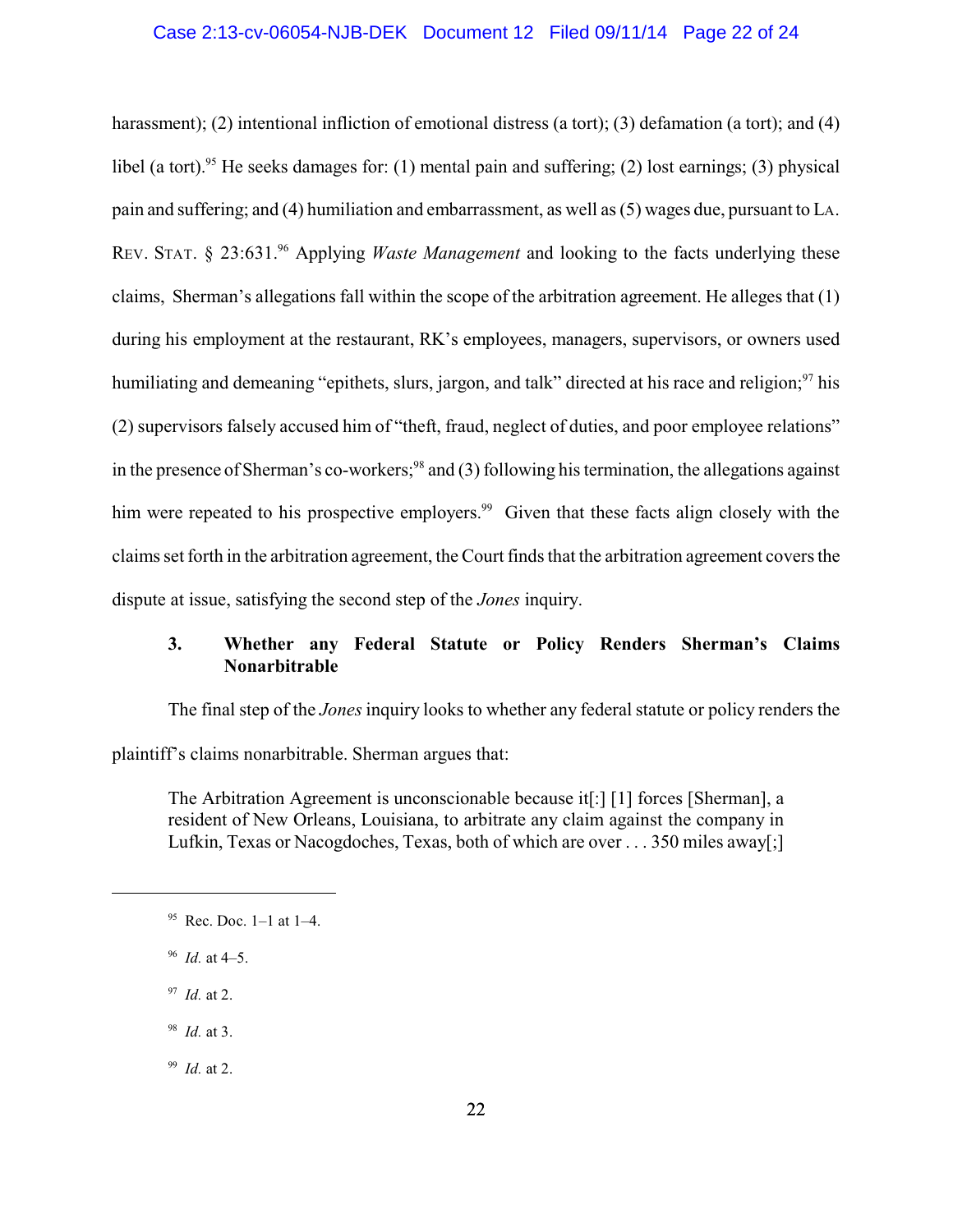harassment); (2) intentional infliction of emotional distress (a tort); (3) defamation (a tort); and (4) libel (a tort).[95] He seeks damages for: (1) mental pain and suffering; (2) lost earnings; (3) physical pain and suffering; and (4) humiliation and embarrassment, as well as (5) wages due, pursuant to LA. REV. STAT. § 23:631.[96] Applying *Waste Management* and looking to the facts underlying these claims, Sherman's allegations fall within the scope of the arbitration agreement. He alleges that (1) during his employment at the restaurant, RK's employees, managers, supervisors, or owners used humiliating and demeaning "epithets, slurs, jargon, and talk" directed at his race and religion;[97] his (2) supervisors falsely accused him of "theft, fraud, neglect of duties, and poor employee relations" in the presence of Sherman's co-workers;[98] and (3) following his termination, the allegations against him were repeated to his prospective employers.[99] Given that these facts align closely with the claims set forth in the arbitration agreement, the Court finds that the arbitration agreement covers the dispute at issue, satisfying the second step of the *Jones* inquiry.

### 3. Whether any Federal Statute or Policy Renders Sherman's Claims Nonarbitrable

The final step of the *Jones* inquiry looks to whether any federal statute or policy renders the plaintiff's claims nonarbitrable. Sherman argues that:

> The Arbitration Agreement is unconscionable because it[:] [1] forces [Sherman], a resident of New Orleans, Louisiana, to arbitrate any claim against the company in Lufkin, Texas or Nacogdoches, Texas, both of which are over . . . 350 miles away[;]

---

[95] Rec. Doc. 1–1 at 1–4.

[96] *Id.* at 4–5.

[97] *Id.* at 2.

[98] *Id.* at 3.

[99] *Id.* at 2.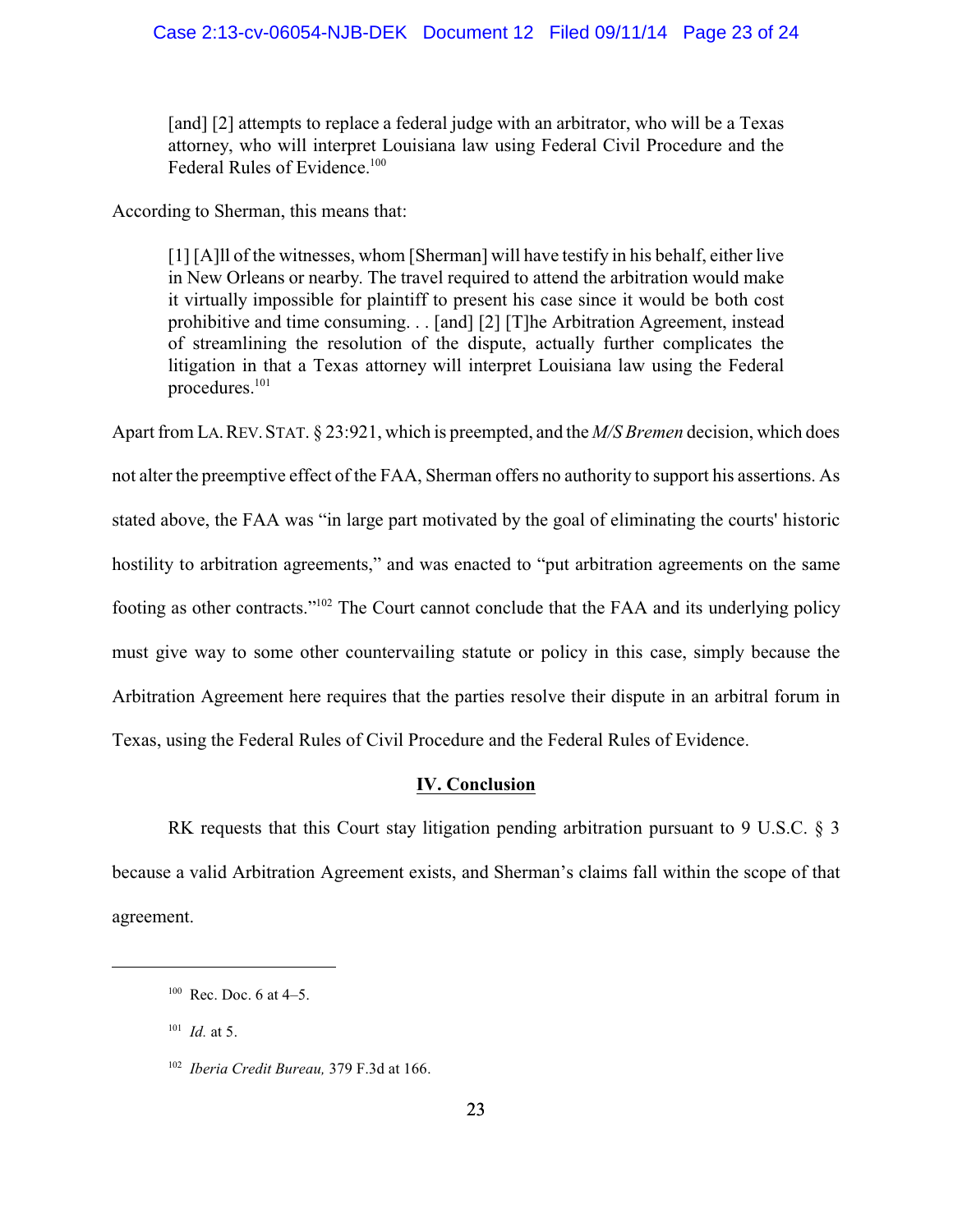> [and] [2] attempts to replace a federal judge with an arbitrator, who will be a Texas attorney, who will interpret Louisiana law using Federal Civil Procedure and the Federal Rules of Evidence.[100]

According to Sherman, this means that:

> [1] [A]ll of the witnesses, whom [Sherman] will have testify in his behalf, either live in New Orleans or nearby. The travel required to attend the arbitration would make it virtually impossible for plaintiff to present his case since it would be both cost prohibitive and time consuming. . . [and] [2] [T]he Arbitration Agreement, instead of streamlining the resolution of the dispute, actually further complicates the litigation in that a Texas attorney will interpret Louisiana law using the Federal procedures."[101]

Apart from LA. REV. STAT. § 23:921, which is preempted, and the *M/S Bremen* decision, which does not alter the preemptive effect of the FAA, Sherman offers no authority to support his assertions. As stated above, the FAA was "in large part motivated by the goal of eliminating the courts' historic hostility to arbitration agreements," and was enacted to "put arbitration agreements on the same footing as other contracts."[102] The Court cannot conclude that the FAA and its underlying policy must give way to some other countervailing statute or policy in this case, simply because the Arbitration Agreement here requires that the parties resolve their dispute in an arbitral forum in Texas, using the Federal Rules of Civil Procedure and the Federal Rules of Evidence.

## IV. Conclusion

RK requests that this Court stay litigation pending arbitration pursuant to 9 U.S.C. § 3 because a valid Arbitration Agreement exists, and Sherman's claims fall within the scope of that agreement.

---

[100] Rec. Doc. 6 at 4–5.

[101] *Id.* at 5.

[102] *Iberia Credit Bureau,* 379 F.3d at 166.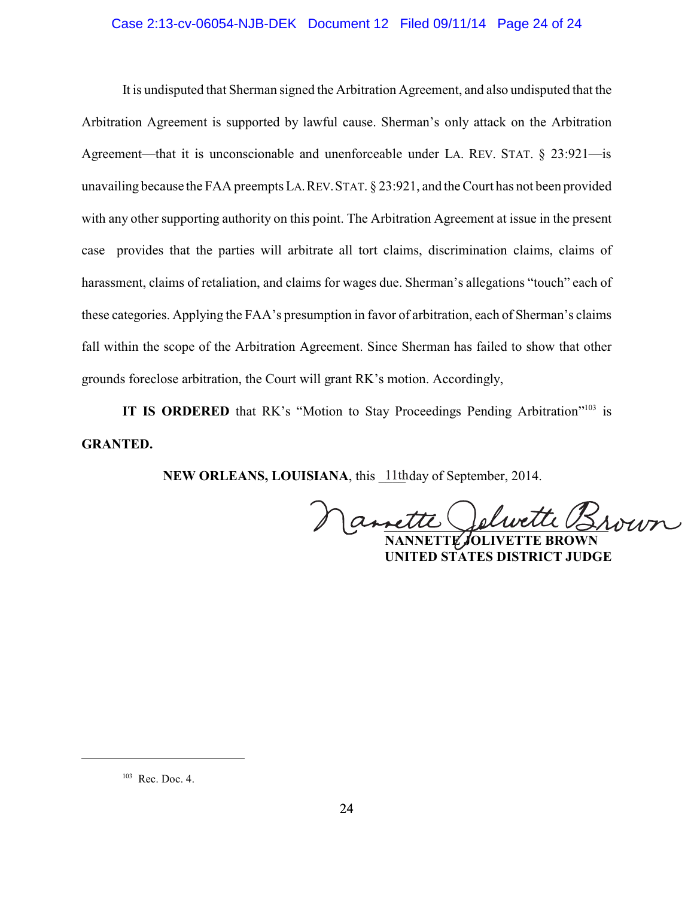It is undisputed that Sherman signed the Arbitration Agreement, and also undisputed that the Arbitration Agreement is supported by lawful cause. Sherman's only attack on the Arbitration Agreement—that it is unconscionable and unenforceable under LA. REV. STAT. § 23:921—is unavailing because the FAA preempts LA. REV. STAT. § 23:921, and the Court has not been provided with any other supporting authority on this point. The Arbitration Agreement at issue in the present case provides that the parties will arbitrate all tort claims, discrimination claims, claims of harassment, claims of retaliation, and claims for wages due. Sherman's allegations "touch" each of these categories. Applying the FAA's presumption in favor of arbitration, each of Sherman's claims fall within the scope of the Arbitration Agreement. Since Sherman has failed to show that other grounds foreclose arbitration, the Court will grant RK's motion. Accordingly,

**IT IS ORDERED** that RK's "Motion to Stay Proceedings Pending Arbitration"[103] is **GRANTED.**

**NEW ORLEANS, LOUISIANA**, this 11th day of September, 2014.

Nannette Jolivette Brown

**NANNETTE JOLIVETTE BROWN**
**UNITED STATES DISTRICT JUDGE**

---

[103] Rec. Doc. 4.